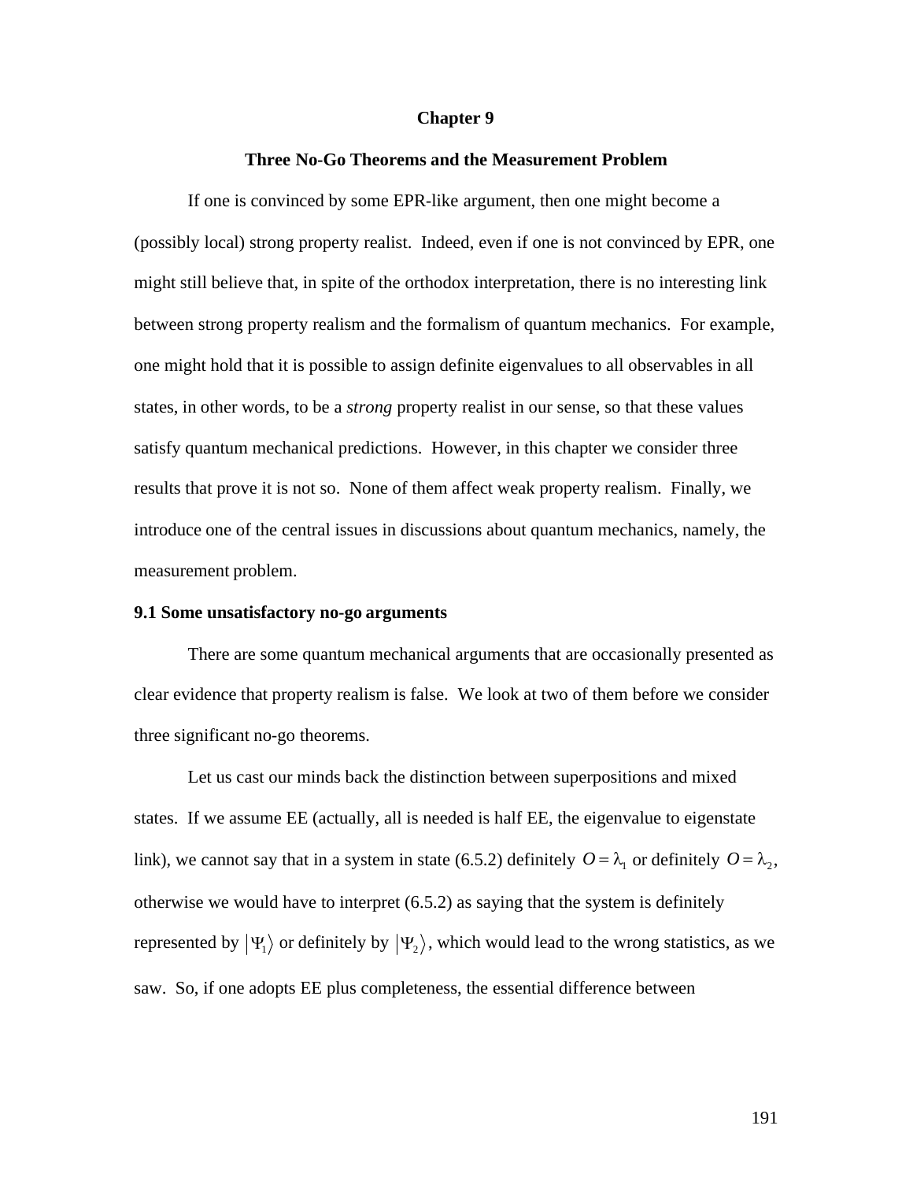# Chapter 9

## Three No-Go Theorems and the Measurement Problem

If one is convinced by some EPR-like argument, then one might become a (possibly local) strong property realist. Indeed, even if one is not convinced by EPR, one might still believe that, in spite of the orthodox interpretation, there is no interesting link between strong property realism and the formalism of quantum mechanics. For example, one might hold that it is possible to assign definite eigenvalues to all observables in all states, in other words, to be a *strong* property realist in our sense, so that these values satisfy quantum mechanical predictions. However, in this chapter we consider three results that prove it is not so. None of them affect weak property realism. Finally, we introduce one of the central issues in discussions about quantum mechanics, namely, the measurement problem.

### 9.1 Some unsatisfactory no-go arguments

There are some quantum mechanical arguments that are occasionally presented as clear evidence that property realism is false. We look at two of them before we consider three significant no-go theorems.

Let us cast our minds back the distinction between superpositions and mixed states. If we assume EE (actually, all is needed is half EE, the eigenvalue to eigenstate link), we cannot say that in a system in state (6.5.2) definitely $O = \lambda_1$ or definitely $O = \lambda_2$, otherwise we would have to interpret (6.5.2) as saying that the system is definitely represented by $|\Psi_1\rangle$ or definitely by $|\Psi_2\rangle$, which would lead to the wrong statistics, as we saw. So, if one adopts EE plus completeness, the essential difference between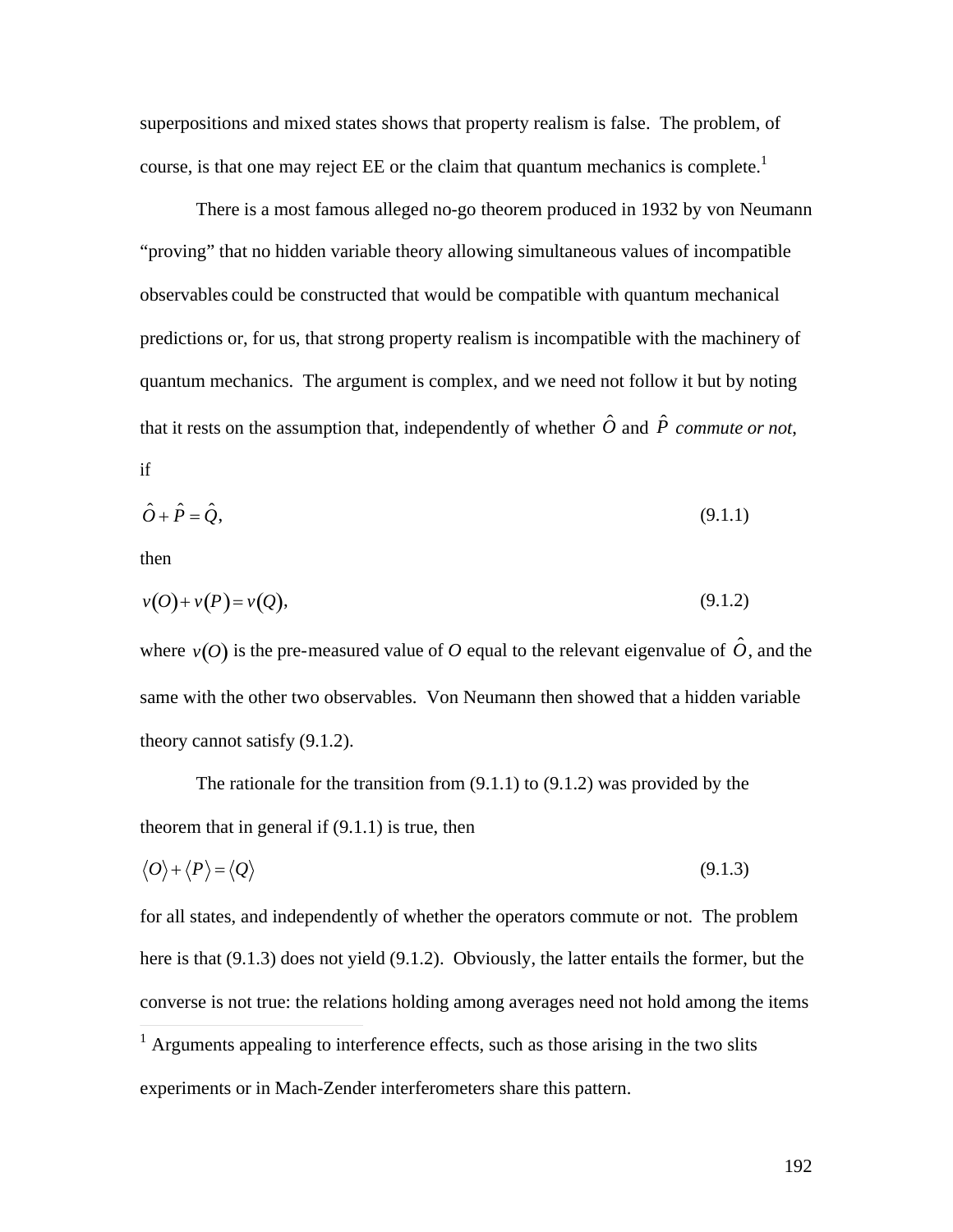superpositions and mixed states shows that property realism is false. The problem, of course, is that one may reject EE or the claim that quantum mechanics is complete.[1]

There is a most famous alleged no-go theorem produced in 1932 by von Neumann "proving" that no hidden variable theory allowing simultaneous values of incompatible observables could be constructed that would be compatible with quantum mechanical predictions or, for us, that strong property realism is incompatible with the machinery of quantum mechanics. The argument is complex, and we need not follow it but by noting that it rests on the assumption that, independently of whether $\hat{O}$ and $\hat{P}$ *commute or not*, if

$$\hat{O} + \hat{P} = \hat{Q}, \tag{9.1.1}$$

then

$$v(O) + v(P) = v(Q), \tag{9.1.2}$$

where $v(O)$ is the pre-measured value of *O* equal to the relevant eigenvalue of $\hat{O}$, and the same with the other two observables. Von Neumann then showed that a hidden variable theory cannot satisfy (9.1.2).

The rationale for the transition from (9.1.1) to (9.1.2) was provided by the theorem that in general if (9.1.1) is true, then

$$\langle O \rangle + \langle P \rangle = \langle Q \rangle \tag{9.1.3}$$

for all states, and independently of whether the operators commute or not. The problem here is that (9.1.3) does not yield (9.1.2). Obviously, the latter entails the former, but the converse is not true: the relations holding among averages need not hold among the items

[1] Arguments appealing to interference effects, such as those arising in the two slits experiments or in Mach-Zender interferometers share this pattern.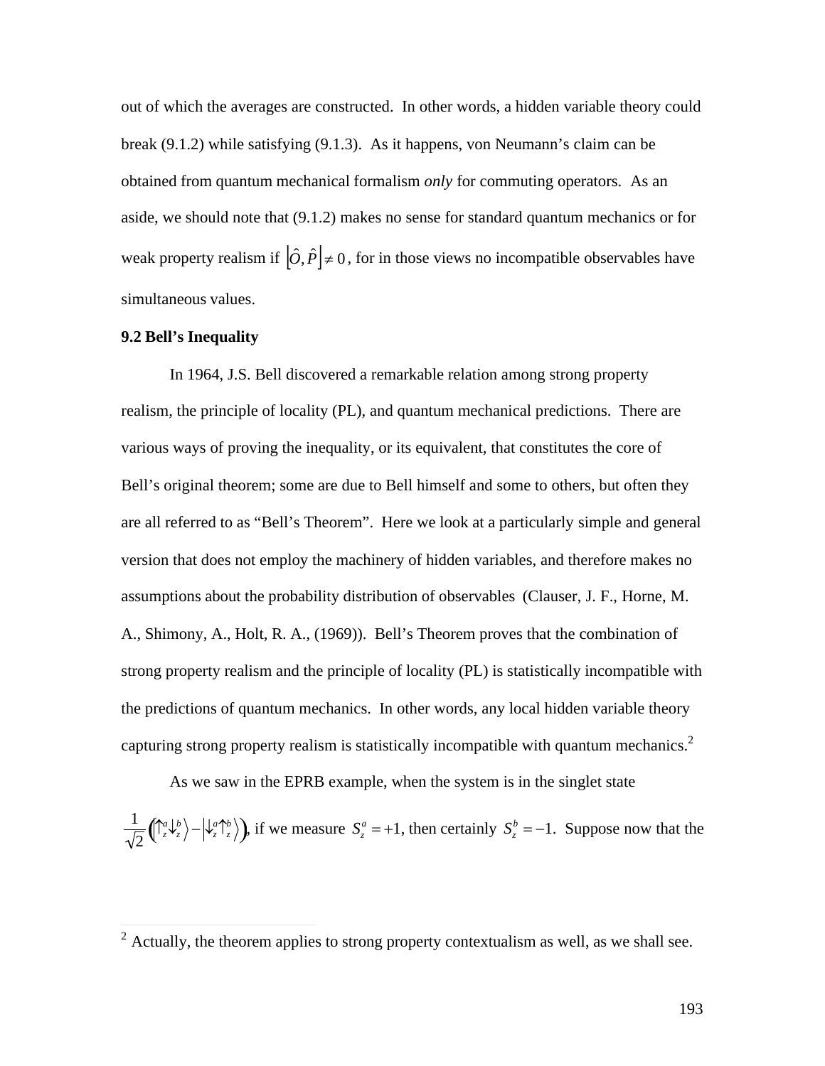out of which the averages are constructed. In other words, a hidden variable theory could break (9.1.2) while satisfying (9.1.3). As it happens, von Neumann's claim can be obtained from quantum mechanical formalism *only* for commuting operators. As an aside, we should note that (9.1.2) makes no sense for standard quantum mechanics or for weak property realism if $\left[\hat{O},\hat{P}\right]\neq 0$, for in those views no incompatible observables have simultaneous values.

**9.2 Bell's Inequality**

In 1964, J.S. Bell discovered a remarkable relation among strong property realism, the principle of locality (PL), and quantum mechanical predictions. There are various ways of proving the inequality, or its equivalent, that constitutes the core of Bell's original theorem; some are due to Bell himself and some to others, but often they are all referred to as "Bell's Theorem". Here we look at a particularly simple and general version that does not employ the machinery of hidden variables, and therefore makes no assumptions about the probability distribution of observables (Clauser, J. F., Horne, M. A., Shimony, A., Holt, R. A., (1969)). Bell's Theorem proves that the combination of strong property realism and the principle of locality (PL) is statistically incompatible with the predictions of quantum mechanics. In other words, any local hidden variable theory capturing strong property realism is statistically incompatible with quantum mechanics.[2]

As we saw in the EPRB example, when the system is in the singlet state $\frac{1}{\sqrt{2}}\left(\left|\uparrow_z^a\downarrow_z^b\right\rangle-\left|\downarrow_z^a\uparrow_z^b\right\rangle\right)$, if we measure $S_z^a=+1$, then certainly $S_z^b=-1$. Suppose now that the

[2] Actually, the theorem applies to strong property contextualism as well, as we shall see.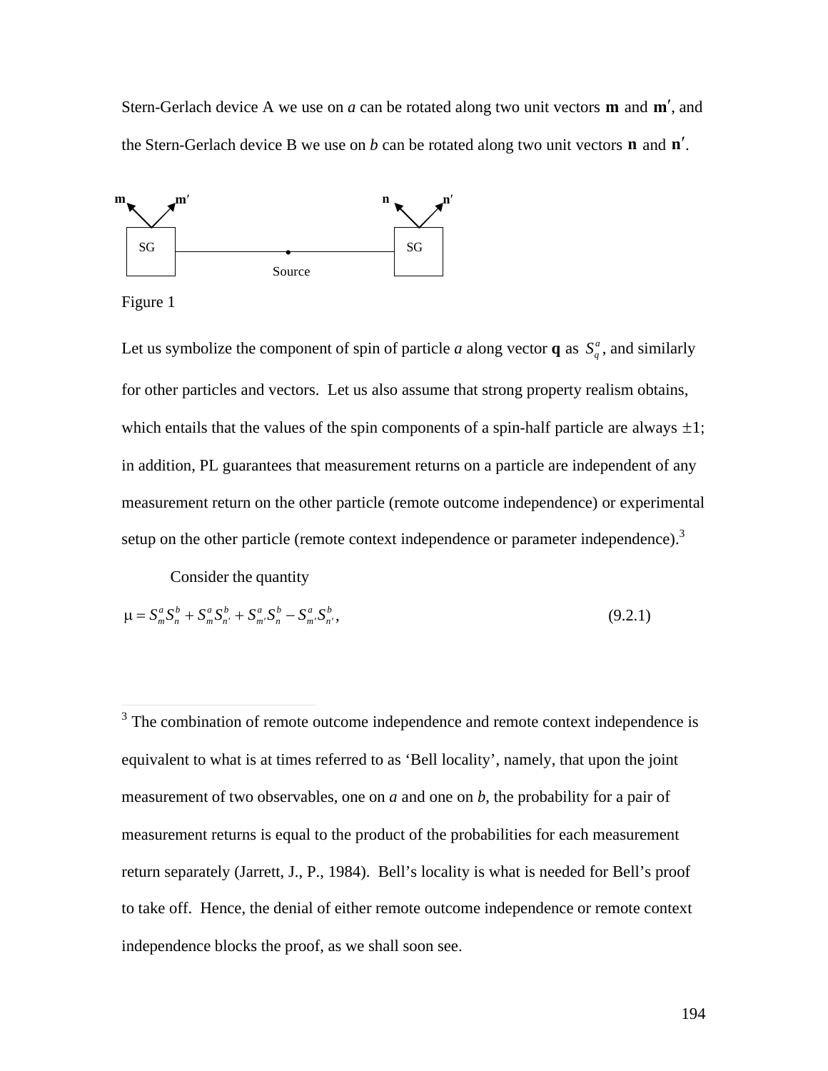Stern-Gerlach device A we use on *a* can be rotated along two unit vectors $\mathbf{m}$ and $\mathbf{m}'$, and the Stern-Gerlach device B we use on *b* can be rotated along two unit vectors $\mathbf{n}$ and $\mathbf{n}'$.

Figure 1

Let us symbolize the component of spin of particle *a* along vector $\mathbf{q}$ as $S_q^a$, and similarly for other particles and vectors. Let us also assume that strong property realism obtains, which entails that the values of the spin components of a spin-half particle are always $\pm 1$; in addition, PL guarantees that measurement returns on a particle are independent of any measurement return on the other particle (remote outcome independence) or experimental setup on the other particle (remote context independence or parameter independence).[3]

Consider the quantity

$$\mu = S_m^a S_n^b + S_m^a S_{n'}^b + S_{m'}^a S_n^b - S_{m'}^a S_{n'}^b, \tag{9.2.1}$$

---

[3] The combination of remote outcome independence and remote context independence is equivalent to what is at times referred to as 'Bell locality', namely, that upon the joint measurement of two observables, one on *a* and one on *b*, the probability for a pair of measurement returns is equal to the product of the probabilities for each measurement return separately (Jarrett, J., P., 1984). Bell's locality is what is needed for Bell's proof to take off. Hence, the denial of either remote outcome independence or remote context independence blocks the proof, as we shall soon see.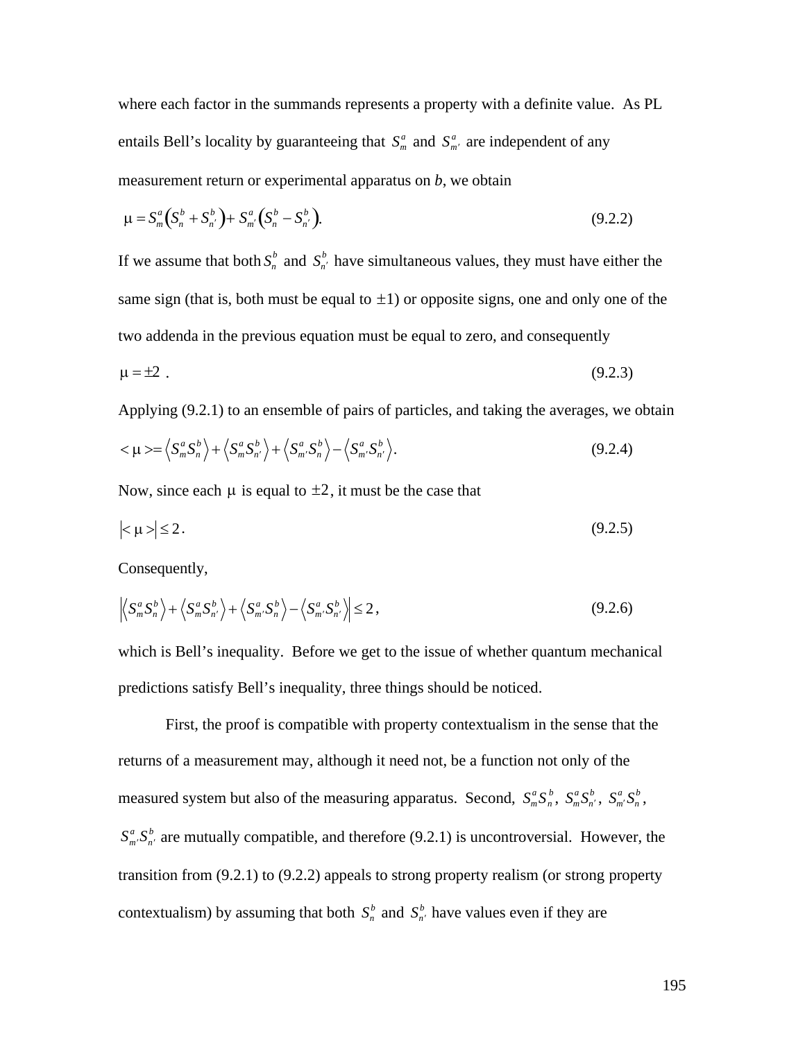where each factor in the summands represents a property with a definite value. As PL entails Bell's locality by guaranteeing that $S_m^a$ and $S_{m'}^a$ are independent of any measurement return or experimental apparatus on *b*, we obtain

$$\mu = S_m^a\left(S_n^b + S_{n'}^b\right) + S_{m'}^a\left(S_n^b - S_{n'}^b\right). \tag{9.2.2}$$

If we assume that both $S_n^b$ and $S_{n'}^b$ have simultaneous values, they must have either the same sign (that is, both must be equal to $\pm 1$) or opposite signs, one and only one of the two addenda in the previous equation must be equal to zero, and consequently

$$\mu = \pm 2 \,. \tag{9.2.3}$$

Applying (9.2.1) to an ensemble of pairs of particles, and taking the averages, we obtain

$$<\mu> = \left\langle S_m^a S_n^b \right\rangle + \left\langle S_m^a S_{n'}^b \right\rangle + \left\langle S_{m'}^a S_n^b \right\rangle - \left\langle S_{m'}^a S_{n'}^b \right\rangle. \tag{9.2.4}$$

Now, since each $\mu$ is equal to $\pm 2$, it must be the case that

$$\left| <\mu> \right| \leq 2 \,. \tag{9.2.5}$$

Consequently,

$$\left| \left\langle S_m^a S_n^b \right\rangle + \left\langle S_m^a S_{n'}^b \right\rangle + \left\langle S_{m'}^a S_n^b \right\rangle - \left\langle S_{m'}^a S_{n'}^b \right\rangle \right| \leq 2 \,, \tag{9.2.6}$$

which is Bell's inequality. Before we get to the issue of whether quantum mechanical predictions satisfy Bell's inequality, three things should be noticed.

First, the proof is compatible with property contextualism in the sense that the returns of a measurement may, although it need not, be a function not only of the measured system but also of the measuring apparatus. Second, $S_m^a S_n^b$, $S_m^a S_{n'}^b$, $S_{m'}^a S_n^b$, $S_{m'}^a S_{n'}^b$ are mutually compatible, and therefore (9.2.1) is uncontroversial. However, the transition from (9.2.1) to (9.2.2) appeals to strong property realism (or strong property contextualism) by assuming that both $S_n^b$ and $S_{n'}^b$ have values even if they are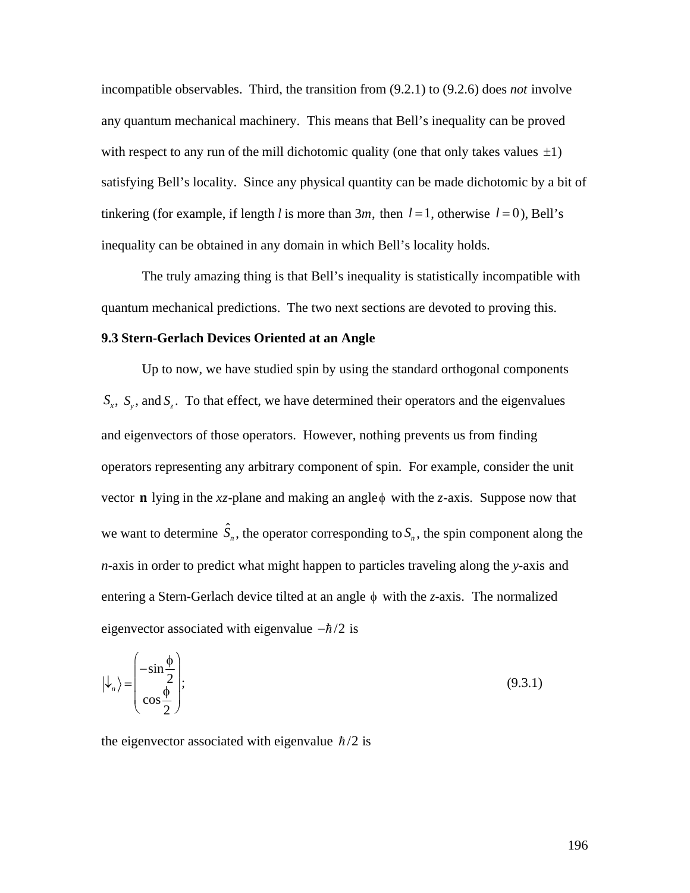incompatible observables. Third, the transition from (9.2.1) to (9.2.6) does *not* involve any quantum mechanical machinery. This means that Bell's inequality can be proved with respect to any run of the mill dichotomic quality (one that only takes values $\pm 1$) satisfying Bell's locality. Since any physical quantity can be made dichotomic by a bit of tinkering (for example, if length *l* is more than 3*m*, then $l = 1$, otherwise $l = 0$), Bell's inequality can be obtained in any domain in which Bell's locality holds.

The truly amazing thing is that Bell's inequality is statistically incompatible with quantum mechanical predictions. The two next sections are devoted to proving this.

**9.3 Stern-Gerlach Devices Oriented at an Angle**

Up to now, we have studied spin by using the standard orthogonal components $S_x$, $S_y$, and $S_z$. To that effect, we have determined their operators and the eigenvalues and eigenvectors of those operators. However, nothing prevents us from finding operators representing any arbitrary component of spin. For example, consider the unit vector $\mathbf{n}$ lying in the *xz*-plane and making an angle $\phi$ with the *z*-axis. Suppose now that we want to determine $\hat{S}_n$, the operator corresponding to $S_n$, the spin component along the *n*-axis in order to predict what might happen to particles traveling along the *y*-axis and entering a Stern-Gerlach device tilted at an angle $\phi$ with the *z*-axis. The normalized eigenvector associated with eigenvalue $-\hbar/2$ is

$$|\downarrow_n\rangle = \begin{pmatrix} -\sin\dfrac{\phi}{2} \\ \cos\dfrac{\phi}{2} \end{pmatrix}; \tag{9.3.1}$$

the eigenvector associated with eigenvalue $\hbar/2$ is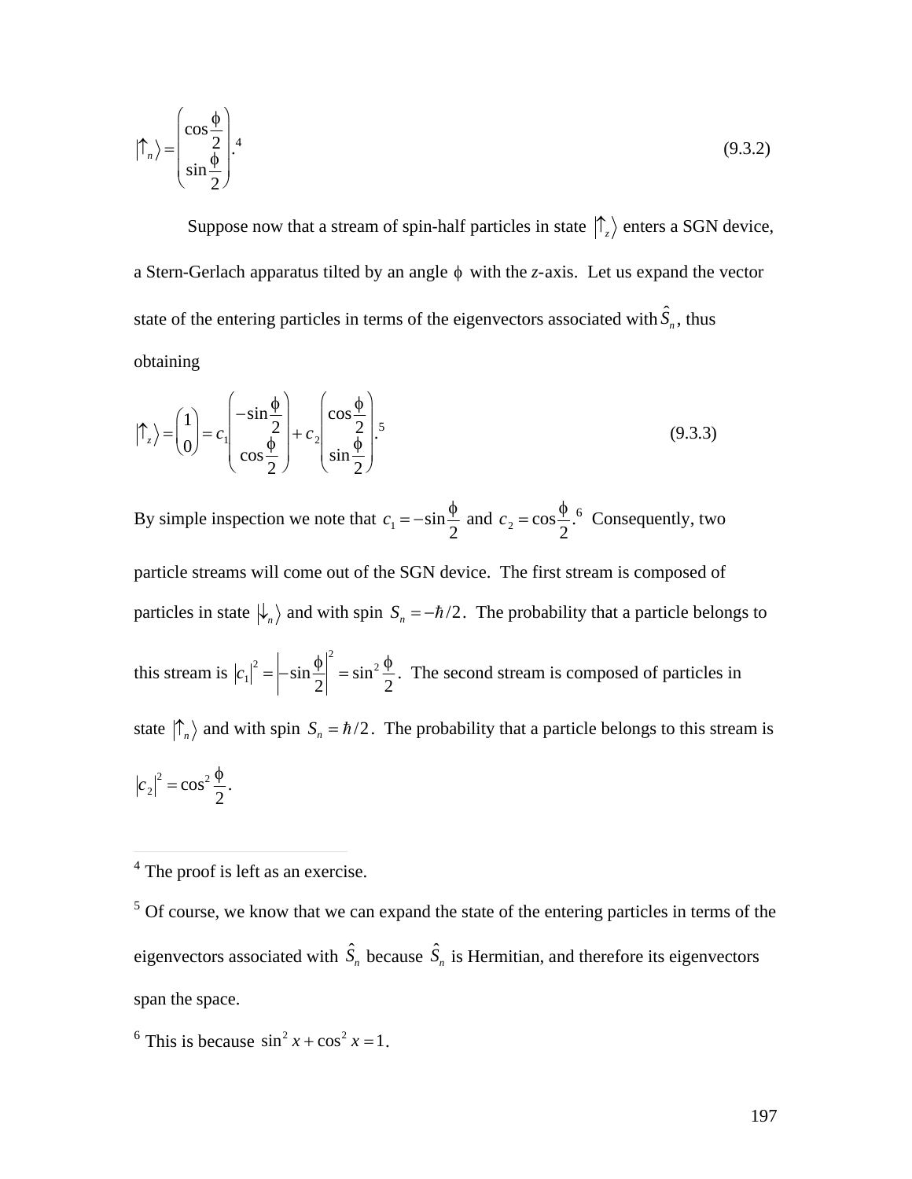$$\left|\uparrow_n\right\rangle = \begin{pmatrix} \cos\frac{\phi}{2} \\ \sin\frac{\phi}{2} \end{pmatrix}.^{4} \tag{9.3.2}$$

Suppose now that a stream of spin-half particles in state $\left|\uparrow_z\right\rangle$ enters a SGN device, a Stern-Gerlach apparatus tilted by an angle $\phi$ with the *z*-axis. Let us expand the vector state of the entering particles in terms of the eigenvectors associated with $\hat{S}_n$, thus obtaining

$$\left|\uparrow_z\right\rangle = \begin{pmatrix} 1 \\ 0 \end{pmatrix} = c_1 \begin{pmatrix} -\sin\frac{\phi}{2} \\ \cos\frac{\phi}{2} \end{pmatrix} + c_2 \begin{pmatrix} \cos\frac{\phi}{2} \\ \sin\frac{\phi}{2} \end{pmatrix}.^{5} \tag{9.3.3}$$

By simple inspection we note that $c_1 = -\sin\frac{\phi}{2}$ and $c_2 = \cos\frac{\phi}{2}$.[6] Consequently, two particle streams will come out of the SGN device. The first stream is composed of particles in state $\left|\downarrow_n\right\rangle$ and with spin $S_n = -\hbar/2$. The probability that a particle belongs to this stream is $\left|c_1\right|^2 = \left|-\sin\frac{\phi}{2}\right|^2 = \sin^2\frac{\phi}{2}$. The second stream is composed of particles in state $\left|\uparrow_n\right\rangle$ and with spin $S_n = \hbar/2$. The probability that a particle belongs to this stream is $\left|c_2\right|^2 = \cos^2\frac{\phi}{2}$.

---

[4] The proof is left as an exercise.

[5] Of course, we know that we can expand the state of the entering particles in terms of the eigenvectors associated with $\hat{S}_n$ because $\hat{S}_n$ is Hermitian, and therefore its eigenvectors span the space.

[6] This is because $\sin^2 x + \cos^2 x = 1$.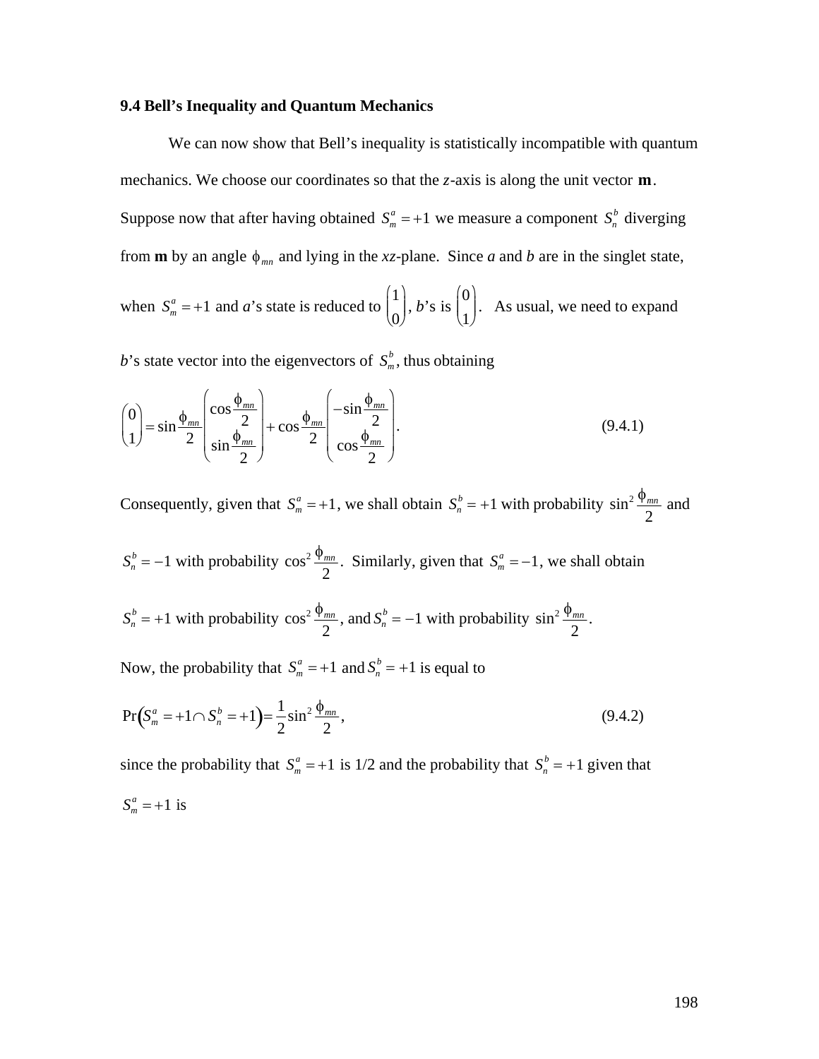### 9.4 Bell's Inequality and Quantum Mechanics

We can now show that Bell's inequality is statistically incompatible with quantum mechanics. We choose our coordinates so that the *z*-axis is along the unit vector $\mathbf{m}$. Suppose now that after having obtained $S_m^a = +1$ we measure a component $S_n^b$ diverging from **m** by an angle $\phi_{mn}$ and lying in the *xz*-plane. Since *a* and *b* are in the singlet state, when $S_m^a = +1$ and *a*'s state is reduced to $\begin{pmatrix} 1 \\ 0 \end{pmatrix}$, *b*'s is $\begin{pmatrix} 0 \\ 1 \end{pmatrix}$. As usual, we need to expand *b*'s state vector into the eigenvectors of $S_m^b$, thus obtaining

$$\begin{pmatrix} 0 \\ 1 \end{pmatrix} = \sin\frac{\phi_{mn}}{2}\begin{pmatrix} \cos\frac{\phi_{mn}}{2} \\ \sin\frac{\phi_{mn}}{2} \end{pmatrix} + \cos\frac{\phi_{mn}}{2}\begin{pmatrix} -\sin\frac{\phi_{mn}}{2} \\ \cos\frac{\phi_{mn}}{2} \end{pmatrix}. \tag{9.4.1}$$

Consequently, given that $S_m^a = +1$, we shall obtain $S_n^b = +1$ with probability $\sin^2\frac{\phi_{mn}}{2}$ and $S_n^b = -1$ with probability $\cos^2\frac{\phi_{mn}}{2}$. Similarly, given that $S_m^a = -1$, we shall obtain $S_n^b = +1$ with probability $\cos^2\frac{\phi_{mn}}{2}$, and $S_n^b = -1$ with probability $\sin^2\frac{\phi_{mn}}{2}$.

Now, the probability that $S_m^a = +1$ and $S_n^b = +1$ is equal to

$$\Pr\left(S_m^a = +1 \cap S_n^b = +1\right) = \frac{1}{2}\sin^2\frac{\phi_{mn}}{2}, \tag{9.4.2}$$

since the probability that $S_m^a = +1$ is 1/2 and the probability that $S_n^b = +1$ given that $S_m^a = +1$ is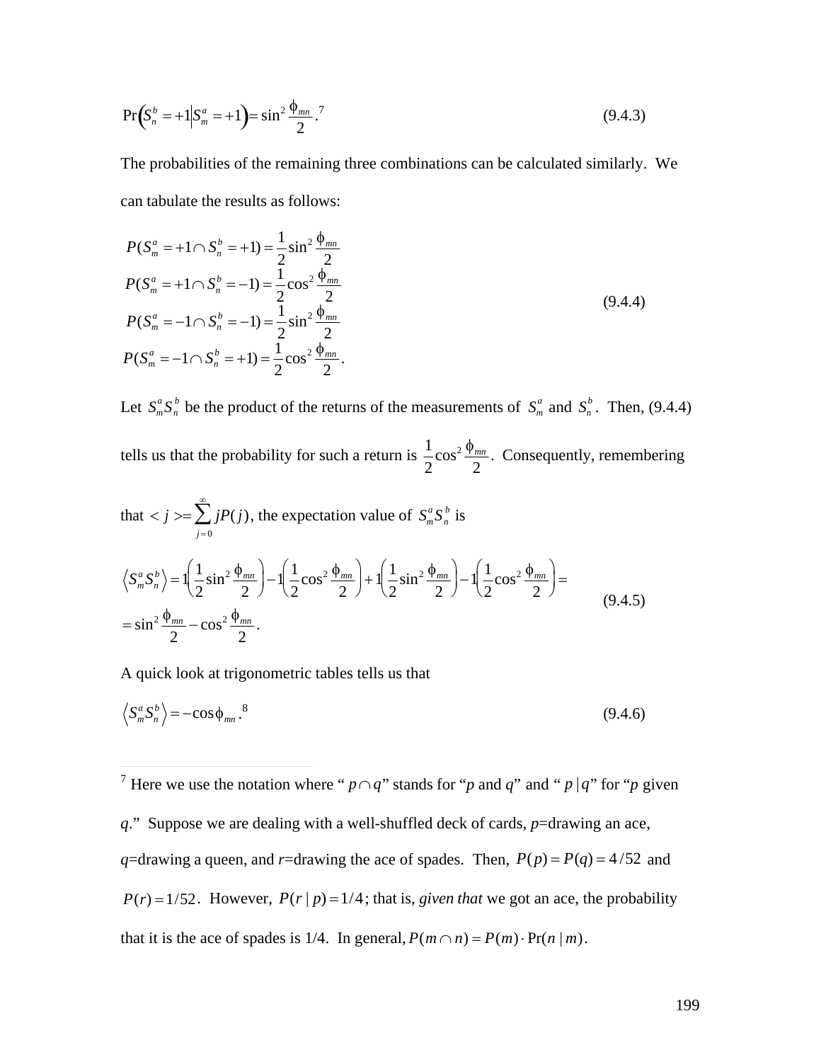$$\Pr\left(S_n^b = +1 \middle| S_m^a = +1\right) = \sin^2 \frac{\phi_{mn}}{2}.\text{[7]} \tag{9.4.3}$$

The probabilities of the remaining three combinations can be calculated similarly. We can tabulate the results as follows:

$$\begin{aligned}
P(S_m^a = +1 \cap S_n^b = +1) &= \frac{1}{2}\sin^2 \frac{\phi_{mn}}{2} \\
P(S_m^a = +1 \cap S_n^b = -1) &= \frac{1}{2}\cos^2 \frac{\phi_{mn}}{2} \\
P(S_m^a = -1 \cap S_n^b = -1) &= \frac{1}{2}\sin^2 \frac{\phi_{mn}}{2} \\
P(S_m^a = -1 \cap S_n^b = +1) &= \frac{1}{2}\cos^2 \frac{\phi_{mn}}{2}.
\end{aligned} \tag{9.4.4}$$

Let $S_m^a S_n^b$ be the product of the returns of the measurements of $S_m^a$ and $S_n^b$. Then, (9.4.4) tells us that the probability for such a return is $\frac{1}{2}\cos^2 \frac{\phi_{mn}}{2}$. Consequently, remembering that $< j >= \sum_{j=0}^{\infty} jP(j)$, the expectation value of $S_m^a S_n^b$ is

$$\begin{aligned}
\left\langle S_m^a S_n^b \right\rangle &= 1\left(\frac{1}{2}\sin^2 \frac{\phi_{mn}}{2}\right) - 1\left(\frac{1}{2}\cos^2 \frac{\phi_{mn}}{2}\right) + 1\left(\frac{1}{2}\sin^2 \frac{\phi_{mn}}{2}\right) - 1\left(\frac{1}{2}\cos^2 \frac{\phi_{mn}}{2}\right) = \\
&= \sin^2 \frac{\phi_{mn}}{2} - \cos^2 \frac{\phi_{mn}}{2}.
\end{aligned} \tag{9.4.5}$$

A quick look at trigonometric tables tells us that

$$\left\langle S_m^a S_n^b \right\rangle = -\cos\phi_{mn}.\text{[8]} \tag{9.4.6}$$

---

[7] Here we use the notation where "$p \cap q$" stands for "*p* and *q*" and "$p\,|\,q$" for "*p* given *q*." Suppose we are dealing with a well-shuffled deck of cards, *p*=drawing an ace, *q*=drawing a queen, and *r*=drawing the ace of spades. Then, $P(p) = P(q) = 4/52$ and $P(r) = 1/52$. However, $P(r\,|\,p) = 1/4$; that is, *given that* we got an ace, the probability that it is the ace of spades is 1/4. In general, $P(m \cap n) = P(m) \cdot \Pr(n\,|\,m)$.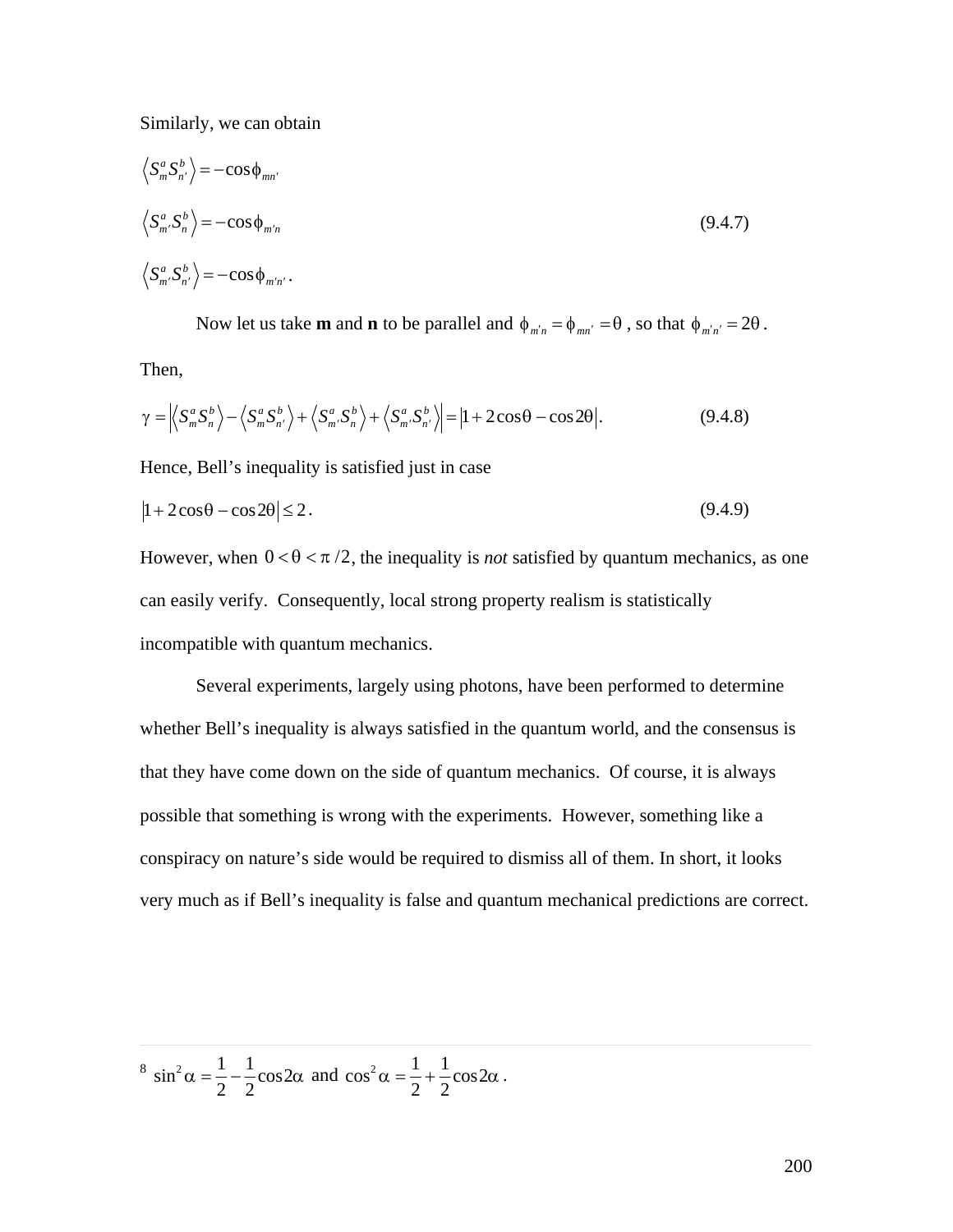Similarly, we can obtain

$$\left\langle S_m^a S_{n'}^b \right\rangle = -\cos\phi_{mn'}$$

$$\left\langle S_{m'}^a S_n^b \right\rangle = -\cos\phi_{m'n} \qquad (9.4.7)$$

$$\left\langle S_{m'}^a S_{n'}^b \right\rangle = -\cos\phi_{m'n'} \,.$$

Now let us take **m** and **n** to be parallel and $\phi_{m'n} = \phi_{mn'} = \theta$, so that $\phi_{m'n'} = 2\theta$. Then,

$$\gamma = \left| \left\langle S_m^a S_n^b \right\rangle - \left\langle S_m^a S_{n'}^b \right\rangle + \left\langle S_{m'}^a S_n^b \right\rangle + \left\langle S_{m'}^a S_{n'}^b \right\rangle \right| = \left| 1 + 2\cos\theta - \cos 2\theta \right|. \qquad (9.4.8)$$

Hence, Bell's inequality is satisfied just in case

$$\left| 1 + 2\cos\theta - \cos 2\theta \right| \leq 2\,. \qquad (9.4.9)$$

However, when $0 < \theta < \pi/2$, the inequality is *not* satisfied by quantum mechanics, as one can easily verify. Consequently, local strong property realism is statistically incompatible with quantum mechanics.

Several experiments, largely using photons, have been performed to determine whether Bell's inequality is always satisfied in the quantum world, and the consensus is that they have come down on the side of quantum mechanics. Of course, it is always possible that something is wrong with the experiments. However, something like a conspiracy on nature's side would be required to dismiss all of them. In short, it looks very much as if Bell's inequality is false and quantum mechanical predictions are correct.

---

[8] $\sin^2\alpha = \frac{1}{2} - \frac{1}{2}\cos 2\alpha$ and $\cos^2\alpha = \frac{1}{2} + \frac{1}{2}\cos 2\alpha$.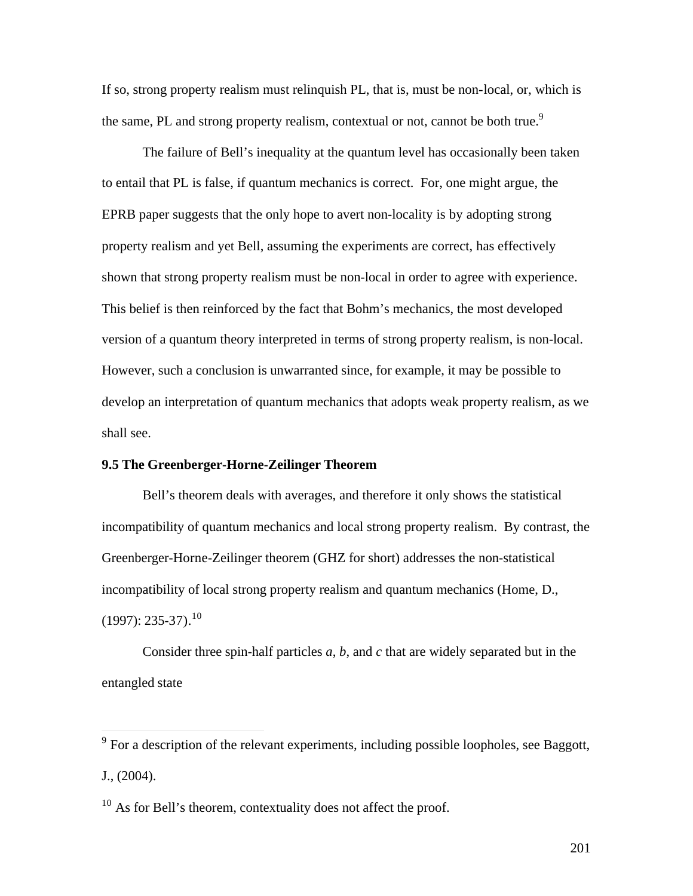If so, strong property realism must relinquish PL, that is, must be non-local, or, which is the same, PL and strong property realism, contextual or not, cannot be both true.[9]

The failure of Bell's inequality at the quantum level has occasionally been taken to entail that PL is false, if quantum mechanics is correct. For, one might argue, the EPRB paper suggests that the only hope to avert non-locality is by adopting strong property realism and yet Bell, assuming the experiments are correct, has effectively shown that strong property realism must be non-local in order to agree with experience. This belief is then reinforced by the fact that Bohm's mechanics, the most developed version of a quantum theory interpreted in terms of strong property realism, is non-local. However, such a conclusion is unwarranted since, for example, it may be possible to develop an interpretation of quantum mechanics that adopts weak property realism, as we shall see.

### 9.5 The Greenberger-Horne-Zeilinger Theorem

Bell's theorem deals with averages, and therefore it only shows the statistical incompatibility of quantum mechanics and local strong property realism. By contrast, the Greenberger-Horne-Zeilinger theorem (GHZ for short) addresses the non-statistical incompatibility of local strong property realism and quantum mechanics (Home, D., (1997): 235-37).[10]

Consider three spin-half particles *a*, *b*, and *c* that are widely separated but in the entangled state

---

[9] For a description of the relevant experiments, including possible loopholes, see Baggott, J., (2004).

[10] As for Bell's theorem, contextuality does not affect the proof.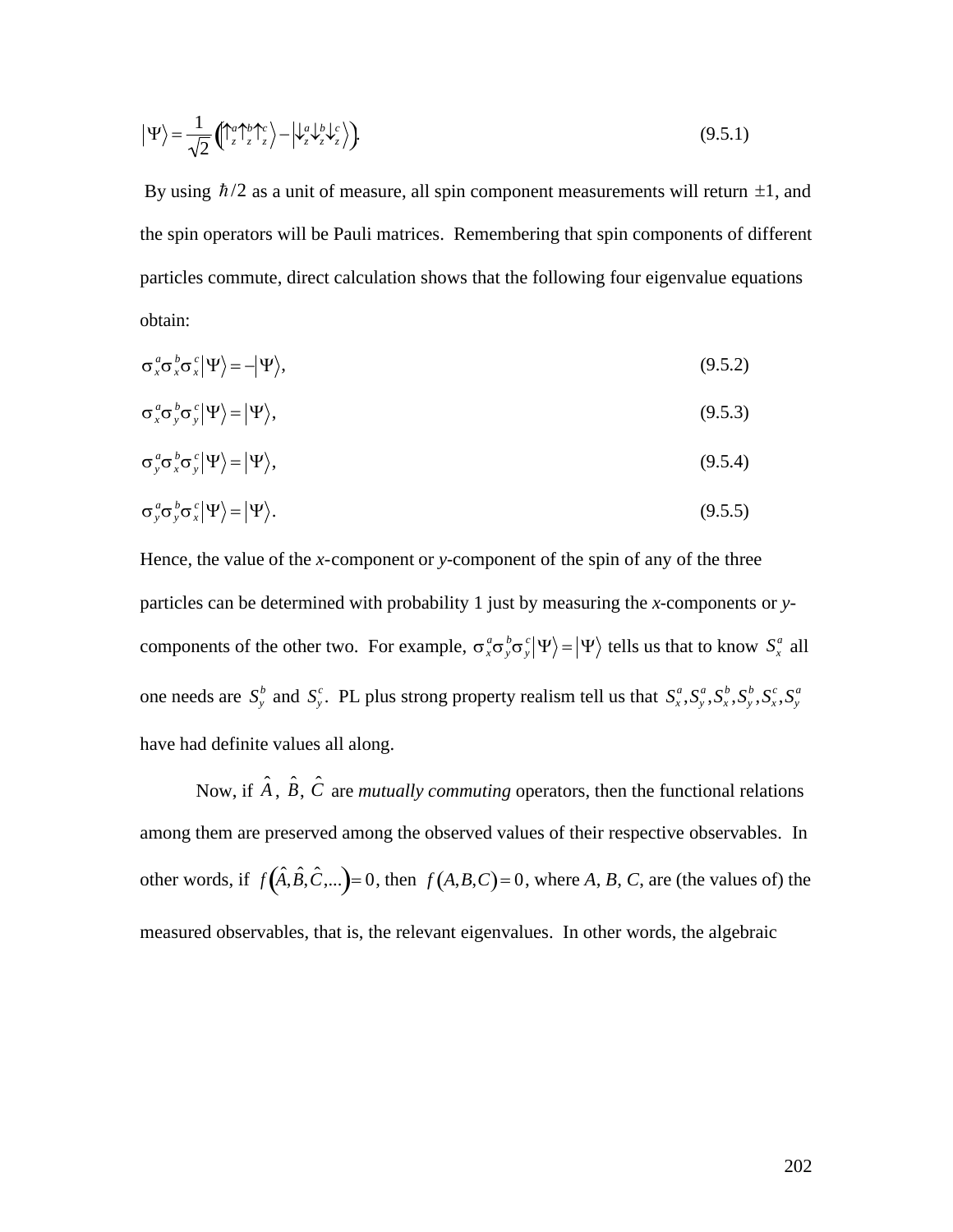$$|\Psi\rangle = \frac{1}{\sqrt{2}}\left(\left|\uparrow_z^a \uparrow_z^b \uparrow_z^c\right\rangle - \left|\downarrow_z^a \downarrow_z^b \downarrow_z^c\right\rangle\right). \tag{9.5.1}$$

By using $\hbar/2$ as a unit of measure, all spin component measurements will return $\pm 1$, and the spin operators will be Pauli matrices. Remembering that spin components of different particles commute, direct calculation shows that the following four eigenvalue equations obtain:

$$\sigma_x^a \sigma_x^b \sigma_x^c |\Psi\rangle = -|\Psi\rangle, \tag{9.5.2}$$

$$\sigma_x^a \sigma_y^b \sigma_y^c |\Psi\rangle = |\Psi\rangle, \tag{9.5.3}$$

$$\sigma_y^a \sigma_x^b \sigma_y^c |\Psi\rangle = |\Psi\rangle, \tag{9.5.4}$$

$$\sigma_y^a \sigma_y^b \sigma_x^c |\Psi\rangle = |\Psi\rangle. \tag{9.5.5}$$

Hence, the value of the *x*-component or *y*-component of the spin of any of the three particles can be determined with probability 1 just by measuring the *x*-components or *y*-components of the other two. For example, $\sigma_x^a \sigma_y^b \sigma_y^c |\Psi\rangle = |\Psi\rangle$ tells us that to know $S_x^a$ all one needs are $S_y^b$ and $S_y^c$. PL plus strong property realism tell us that $S_x^a, S_y^a, S_x^b, S_y^b, S_x^c, S_y^a$ have had definite values all along.

Now, if $\hat{A}$, $\hat{B}$, $\hat{C}$ are *mutually commuting* operators, then the functional relations among them are preserved among the observed values of their respective observables. In other words, if $f\left(\hat{A}, \hat{B}, \hat{C}, \ldots\right) = 0$, then $f(A, B, C) = 0$, where *A*, *B*, *C*, are (the values of) the measured observables, that is, the relevant eigenvalues. In other words, the algebraic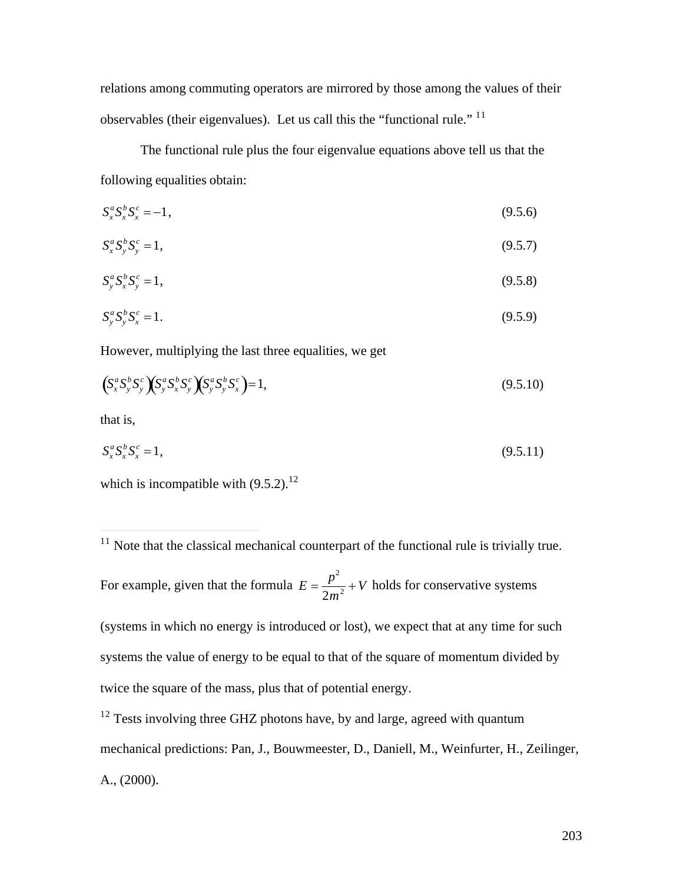relations among commuting operators are mirrored by those among the values of their observables (their eigenvalues). Let us call this the "functional rule." [11]

The functional rule plus the four eigenvalue equations above tell us that the following equalities obtain:

$$S_x^a S_x^b S_x^c = -1, \tag{9.5.6}$$

$$S_x^a S_y^b S_y^c = 1, \tag{9.5.7}$$

$$S_y^a S_x^b S_y^c = 1, \tag{9.5.8}$$

$$S_y^a S_y^b S_x^c = 1. \tag{9.5.9}$$

However, multiplying the last three equalities, we get

$$\left(S_x^a S_y^b S_y^c\right)\left(S_y^a S_x^b S_y^c\right)\left(S_y^a S_y^b S_x^c\right) = 1, \tag{9.5.10}$$

that is,

$$S_x^a S_x^b S_x^c = 1, \tag{9.5.11}$$

which is incompatible with (9.5.2).[12]

---

[11] Note that the classical mechanical counterpart of the functional rule is trivially true. For example, given that the formula $E = \dfrac{p^2}{2m^2} + V$ holds for conservative systems (systems in which no energy is introduced or lost), we expect that at any time for such systems the value of energy to be equal to that of the square of momentum divided by twice the square of the mass, plus that of potential energy.

[12] Tests involving three GHZ photons have, by and large, agreed with quantum mechanical predictions: Pan, J., Bouwmeester, D., Daniell, M., Weinfurter, H., Zeilinger, A., (2000).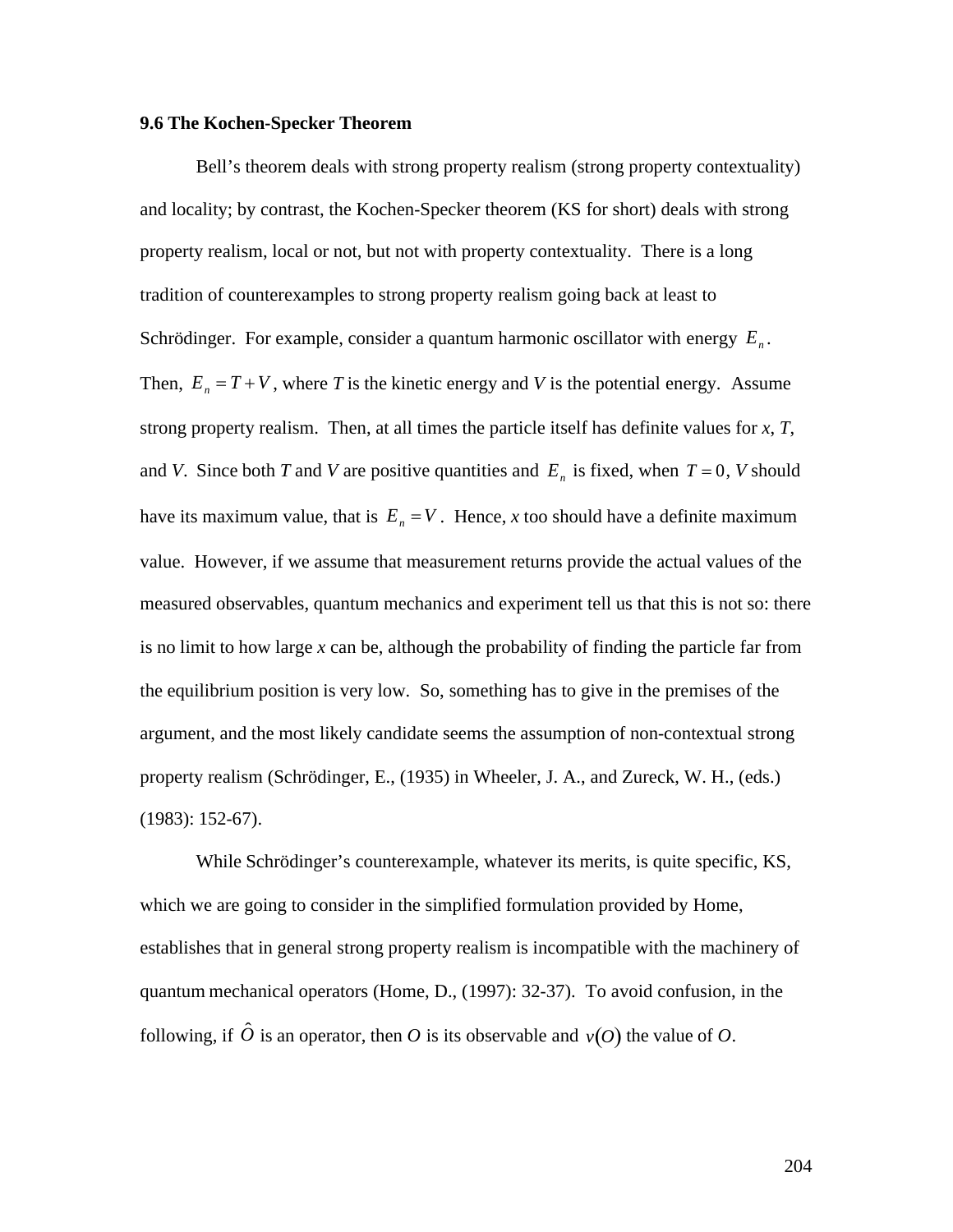### 9.6 The Kochen-Specker Theorem

Bell's theorem deals with strong property realism (strong property contextuality) and locality; by contrast, the Kochen-Specker theorem (KS for short) deals with strong property realism, local or not, but not with property contextuality. There is a long tradition of counterexamples to strong property realism going back at least to Schrödinger. For example, consider a quantum harmonic oscillator with energy $E_n$. Then, $E_n = T + V$, where *T* is the kinetic energy and *V* is the potential energy. Assume strong property realism. Then, at all times the particle itself has definite values for *x*, *T*, and *V*. Since both *T* and *V* are positive quantities and $E_n$ is fixed, when $T = 0$, *V* should have its maximum value, that is $E_n = V$. Hence, *x* too should have a definite maximum value. However, if we assume that measurement returns provide the actual values of the measured observables, quantum mechanics and experiment tell us that this is not so: there is no limit to how large *x* can be, although the probability of finding the particle far from the equilibrium position is very low. So, something has to give in the premises of the argument, and the most likely candidate seems the assumption of non-contextual strong property realism (Schrödinger, E., (1935) in Wheeler, J. A., and Zureck, W. H., (eds.) (1983): 152-67).

While Schrödinger's counterexample, whatever its merits, is quite specific, KS, which we are going to consider in the simplified formulation provided by Home, establishes that in general strong property realism is incompatible with the machinery of quantum mechanical operators (Home, D., (1997): 32-37). To avoid confusion, in the following, if $\hat{O}$ is an operator, then $O$ is its observable and $v(O)$ the value of $O$.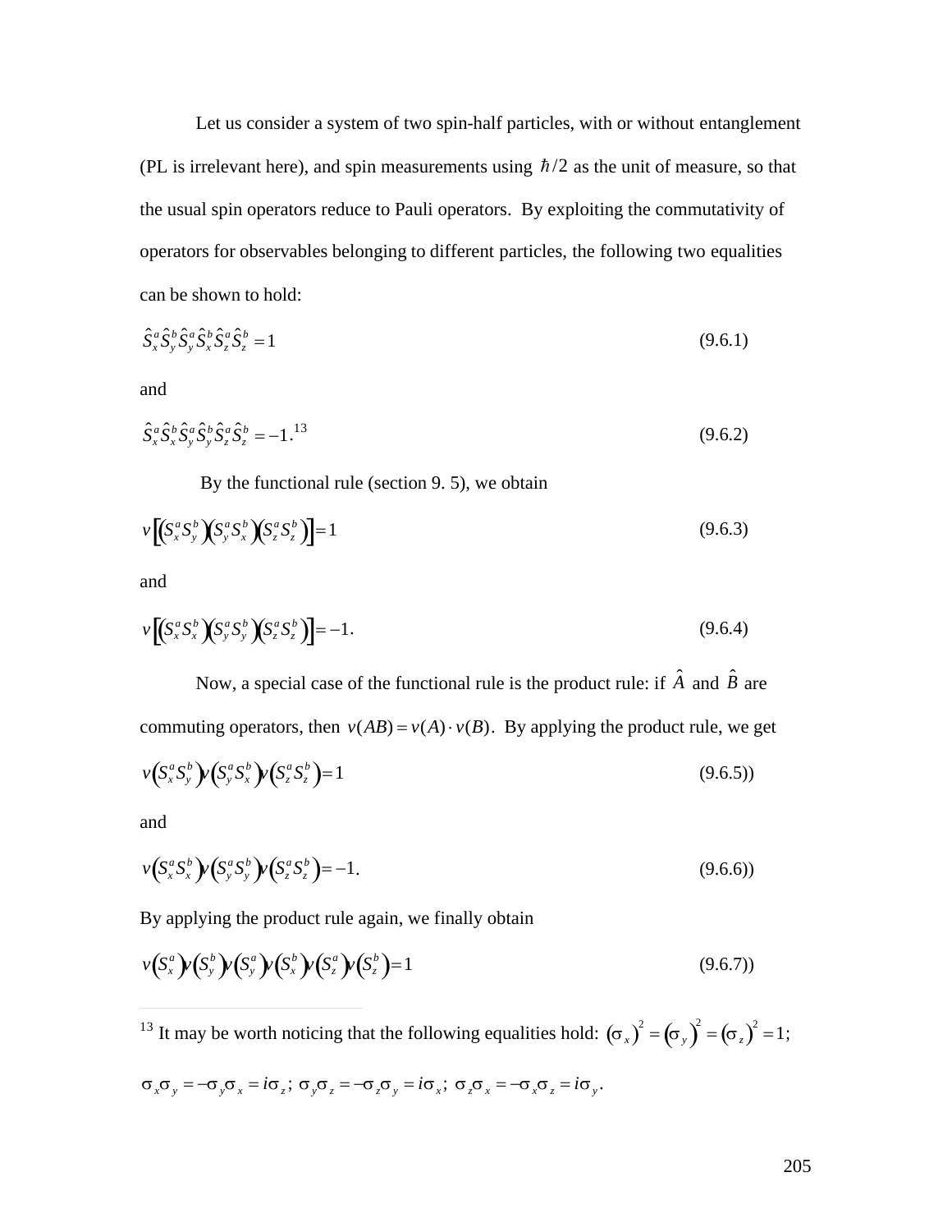Let us consider a system of two spin-half particles, with or without entanglement (PL is irrelevant here), and spin measurements using $\hbar/2$ as the unit of measure, so that the usual spin operators reduce to Pauli operators. By exploiting the commutativity of operators for observables belonging to different particles, the following two equalities can be shown to hold:

$$\hat{S}_x^a \hat{S}_y^b \hat{S}_y^a \hat{S}_x^b \hat{S}_z^a \hat{S}_z^b = 1 \tag{9.6.1}$$

and

$$\hat{S}_x^a \hat{S}_x^b \hat{S}_y^a \hat{S}_y^b \hat{S}_z^a \hat{S}_z^b = -1.^{13} \tag{9.6.2}$$

By the functional rule (section 9. 5), we obtain

$$v\left[\left(S_x^a S_y^b\right)\left(S_y^a S_x^b\right)\left(S_z^a S_z^b\right)\right] = 1 \tag{9.6.3}$$

and

$$v\left[\left(S_x^a S_x^b\right)\left(S_y^a S_y^b\right)\left(S_z^a S_z^b\right)\right] = -1. \tag{9.6.4}$$

Now, a special case of the functional rule is the product rule: if $\hat{A}$ and $\hat{B}$ are commuting operators, then $v(AB) = v(A) \cdot v(B)$. By applying the product rule, we get

$$v\left(S_x^a S_y^b\right) v\left(S_y^a S_x^b\right) v\left(S_z^a S_z^b\right) = 1 \tag{9.6.5)}$$

and

$$v\left(S_x^a S_x^b\right) v\left(S_y^a S_y^b\right) v\left(S_z^a S_z^b\right) = -1. \tag{9.6.6)}$$

By applying the product rule again, we finally obtain

$$v\left(S_x^a\right) v\left(S_y^b\right) v\left(S_y^a\right) v\left(S_x^b\right) v\left(S_z^a\right) v\left(S_z^b\right) = 1 \tag{9.6.7)}$$

---

[13] It may be worth noticing that the following equalities hold: $(\sigma_x)^2 = (\sigma_y)^2 = (\sigma_z)^2 = 1$; $\sigma_x \sigma_y = -\sigma_y \sigma_x = i\sigma_z$; $\sigma_y \sigma_z = -\sigma_z \sigma_y = i\sigma_x$; $\sigma_z \sigma_x = -\sigma_x \sigma_z = i\sigma_y$.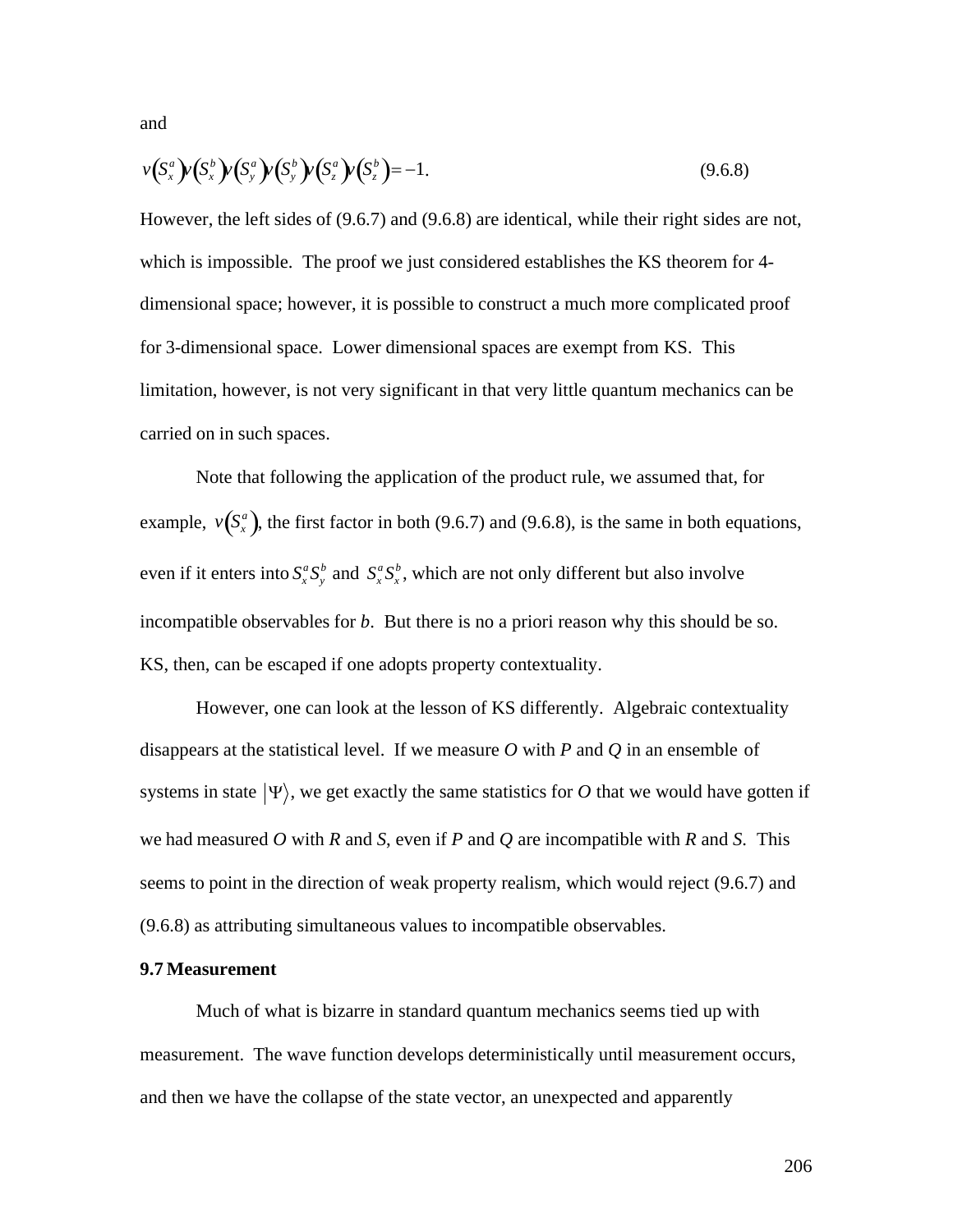and

$$v\left(S_x^a\right)v\left(S_x^b\right)v\left(S_y^a\right)v\left(S_y^b\right)v\left(S_z^a\right)v\left(S_z^b\right)=-1. \tag{9.6.8}$$

However, the left sides of (9.6.7) and (9.6.8) are identical, while their right sides are not, which is impossible. The proof we just considered establishes the KS theorem for 4-dimensional space; however, it is possible to construct a much more complicated proof for 3-dimensional space. Lower dimensional spaces are exempt from KS. This limitation, however, is not very significant in that very little quantum mechanics can be carried on in such spaces.

Note that following the application of the product rule, we assumed that, for example, $v\left(S_x^a\right)$, the first factor in both (9.6.7) and (9.6.8), is the same in both equations, even if it enters into $S_x^a S_y^b$ and $S_x^a S_x^b$, which are not only different but also involve incompatible observables for *b*. But there is no a priori reason why this should be so. KS, then, can be escaped if one adopts property contextuality.

However, one can look at the lesson of KS differently. Algebraic contextuality disappears at the statistical level. If we measure *O* with *P* and *Q* in an ensemble of systems in state $|\Psi\rangle$, we get exactly the same statistics for *O* that we would have gotten if we had measured *O* with *R* and *S*, even if *P* and *Q* are incompatible with *R* and *S*. This seems to point in the direction of weak property realism, which would reject (9.6.7) and (9.6.8) as attributing simultaneous values to incompatible observables.

**9.7 Measurement**

Much of what is bizarre in standard quantum mechanics seems tied up with measurement. The wave function develops deterministically until measurement occurs, and then we have the collapse of the state vector, an unexpected and apparently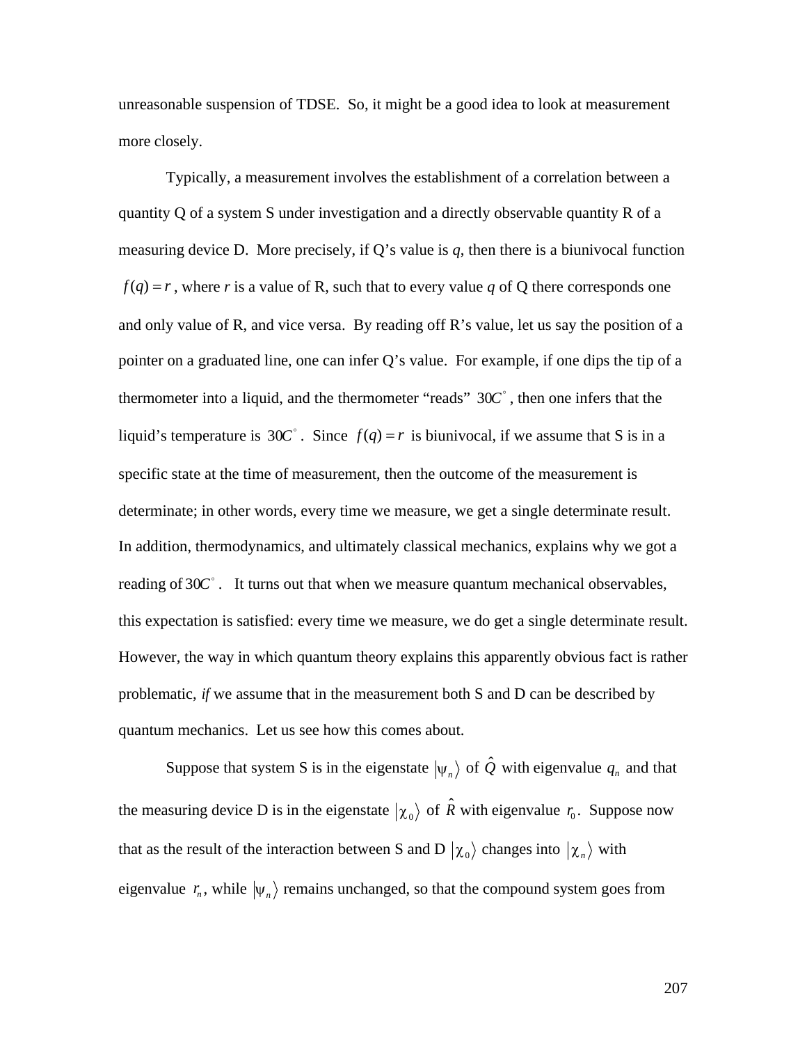unreasonable suspension of TDSE. So, it might be a good idea to look at measurement more closely.

Typically, a measurement involves the establishment of a correlation between a quantity Q of a system S under investigation and a directly observable quantity R of a measuring device D. More precisely, if Q's value is *q*, then there is a biunivocal function $f(q) = r$, where *r* is a value of R, such that to every value *q* of Q there corresponds one and only value of R, and vice versa. By reading off R's value, let us say the position of a pointer on a graduated line, one can infer Q's value. For example, if one dips the tip of a thermometer into a liquid, and the thermometer "reads" $30C^{\circ}$, then one infers that the liquid's temperature is $30C^{\circ}$. Since $f(q) = r$ is biunivocal, if we assume that S is in a specific state at the time of measurement, then the outcome of the measurement is determinate; in other words, every time we measure, we get a single determinate result. In addition, thermodynamics, and ultimately classical mechanics, explains why we got a reading of $30C^{\circ}$. It turns out that when we measure quantum mechanical observables, this expectation is satisfied: every time we measure, we do get a single determinate result. However, the way in which quantum theory explains this apparently obvious fact is rather problematic, *if* we assume that in the measurement both S and D can be described by quantum mechanics. Let us see how this comes about.

Suppose that system S is in the eigenstate $|\psi_n\rangle$ of $\hat{Q}$ with eigenvalue $q_n$ and that the measuring device D is in the eigenstate $|\chi_0\rangle$ of $\hat{R}$ with eigenvalue $r_0$. Suppose now that as the result of the interaction between S and D $|\chi_0\rangle$ changes into $|\chi_n\rangle$ with eigenvalue $r_n$, while $|\psi_n\rangle$ remains unchanged, so that the compound system goes from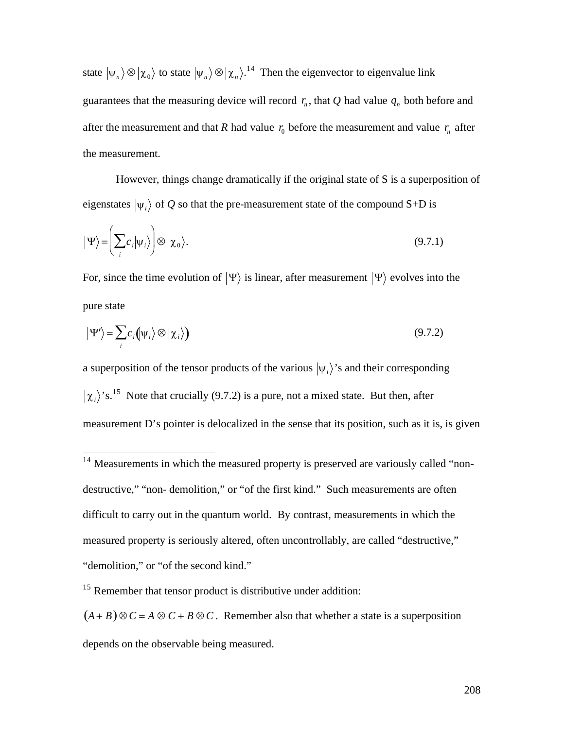state $|\psi_n\rangle \otimes |\chi_0\rangle$ to state $|\psi_n\rangle \otimes |\chi_n\rangle$.[14] Then the eigenvector to eigenvalue link guarantees that the measuring device will record $r_n$, that $Q$ had value $q_n$ both before and after the measurement and that $R$ had value $r_0$ before the measurement and value $r_n$ after the measurement.

However, things change dramatically if the original state of S is a superposition of eigenstates $|\psi_i\rangle$ of $Q$ so that the pre-measurement state of the compound S+D is

$$|\Psi\rangle = \left(\sum_i c_i |\psi_i\rangle\right) \otimes |\chi_0\rangle. \tag{9.7.1}$$

For, since the time evolution of $|\Psi\rangle$ is linear, after measurement $|\Psi\rangle$ evolves into the pure state

$$|\Psi'\rangle = \sum_i c_i \left(|\psi_i\rangle \otimes |\chi_i\rangle\right) \tag{9.7.2}$$

a superposition of the tensor products of the various $|\psi_i\rangle$'s and their corresponding $|\chi_i\rangle$'s.[15] Note that crucially (9.7.2) is a pure, not a mixed state. But then, after measurement D's pointer is delocalized in the sense that its position, such as it is, is given

---

[14] Measurements in which the measured property is preserved are variously called "non-destructive," "non- demolition," or "of the first kind." Such measurements are often difficult to carry out in the quantum world. By contrast, measurements in which the measured property is seriously altered, often uncontrollably, are called "destructive," "demolition," or "of the second kind."

[15] Remember that tensor product is distributive under addition: $(A + B) \otimes C = A \otimes C + B \otimes C$. Remember also that whether a state is a superposition depends on the observable being measured.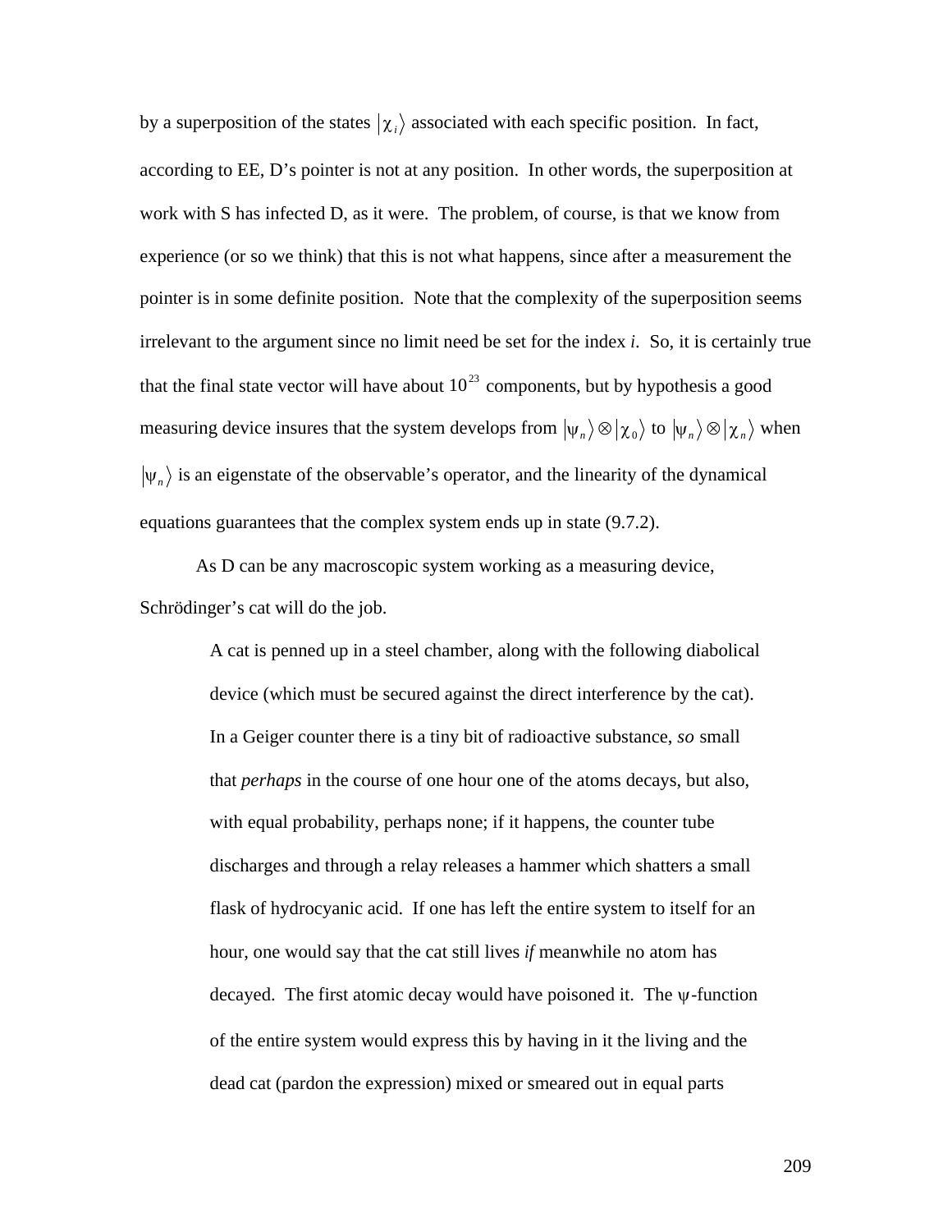by a superposition of the states $|\chi_i\rangle$ associated with each specific position. In fact, according to EE, D's pointer is not at any position. In other words, the superposition at work with S has infected D, as it were. The problem, of course, is that we know from experience (or so we think) that this is not what happens, since after a measurement the pointer is in some definite position. Note that the complexity of the superposition seems irrelevant to the argument since no limit need be set for the index *i*. So, it is certainly true that the final state vector will have about $10^{23}$ components, but by hypothesis a good measuring device insures that the system develops from $|\psi_n\rangle \otimes |\chi_0\rangle$ to $|\psi_n\rangle \otimes |\chi_n\rangle$ when $|\psi_n\rangle$ is an eigenstate of the observable's operator, and the linearity of the dynamical equations guarantees that the complex system ends up in state (9.7.2).

As D can be any macroscopic system working as a measuring device, Schrödinger's cat will do the job.

> A cat is penned up in a steel chamber, along with the following diabolical device (which must be secured against the direct interference by the cat). In a Geiger counter there is a tiny bit of radioactive substance, *so* small that *perhaps* in the course of one hour one of the atoms decays, but also, with equal probability, perhaps none; if it happens, the counter tube discharges and through a relay releases a hammer which shatters a small flask of hydrocyanic acid. If one has left the entire system to itself for an hour, one would say that the cat still lives *if* meanwhile no atom has decayed. The first atomic decay would have poisoned it. The $\psi$-function of the entire system would express this by having in it the living and the dead cat (pardon the expression) mixed or smeared out in equal parts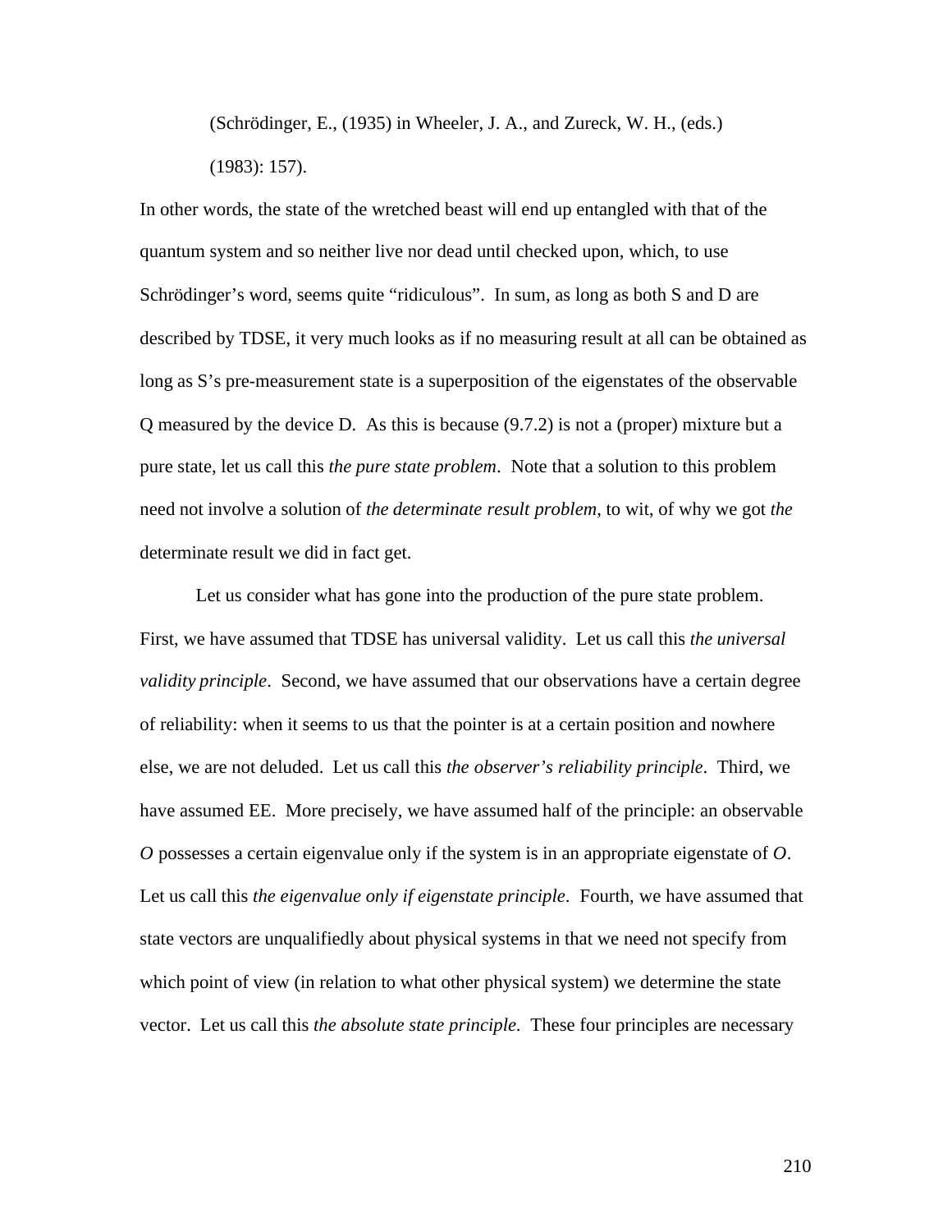(Schrödinger, E., (1935) in Wheeler, J. A., and Zureck, W. H., (eds.) (1983): 157).

In other words, the state of the wretched beast will end up entangled with that of the quantum system and so neither live nor dead until checked upon, which, to use Schrödinger's word, seems quite "ridiculous". In sum, as long as both S and D are described by TDSE, it very much looks as if no measuring result at all can be obtained as long as S's pre-measurement state is a superposition of the eigenstates of the observable Q measured by the device D. As this is because (9.7.2) is not a (proper) mixture but a pure state, let us call this *the pure state problem*. Note that a solution to this problem need not involve a solution of *the determinate result problem*, to wit, of why we got *the* determinate result we did in fact get.

Let us consider what has gone into the production of the pure state problem. First, we have assumed that TDSE has universal validity. Let us call this *the universal validity principle*. Second, we have assumed that our observations have a certain degree of reliability: when it seems to us that the pointer is at a certain position and nowhere else, we are not deluded. Let us call this *the observer's reliability principle*. Third, we have assumed EE. More precisely, we have assumed half of the principle: an observable *O* possesses a certain eigenvalue only if the system is in an appropriate eigenstate of *O*. Let us call this *the eigenvalue only if eigenstate principle*. Fourth, we have assumed that state vectors are unqualifiedly about physical systems in that we need not specify from which point of view (in relation to what other physical system) we determine the state vector. Let us call this *the absolute state principle.* These four principles are necessary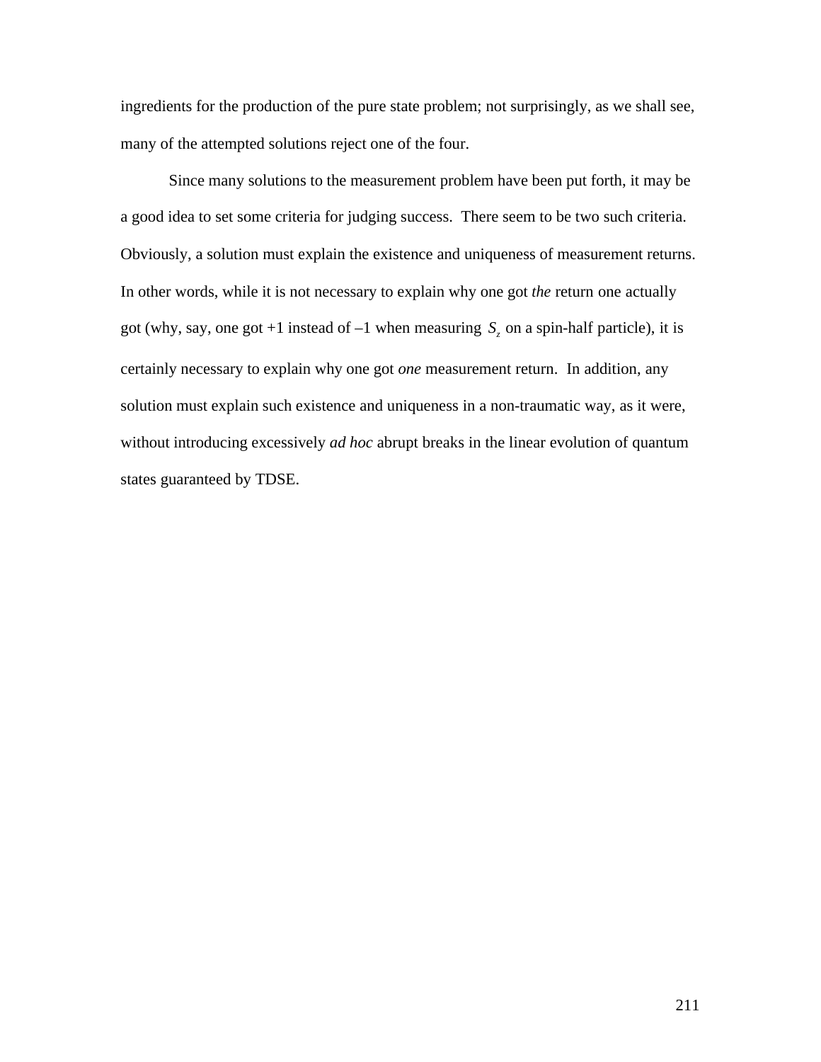ingredients for the production of the pure state problem; not surprisingly, as we shall see, many of the attempted solutions reject one of the four.

Since many solutions to the measurement problem have been put forth, it may be a good idea to set some criteria for judging success. There seem to be two such criteria. Obviously, a solution must explain the existence and uniqueness of measurement returns. In other words, while it is not necessary to explain why one got *the* return one actually got (why, say, one got +1 instead of –1 when measuring $S_z$ on a spin-half particle), it is certainly necessary to explain why one got *one* measurement return. In addition, any solution must explain such existence and uniqueness in a non-traumatic way, as it were, without introducing excessively *ad hoc* abrupt breaks in the linear evolution of quantum states guaranteed by TDSE.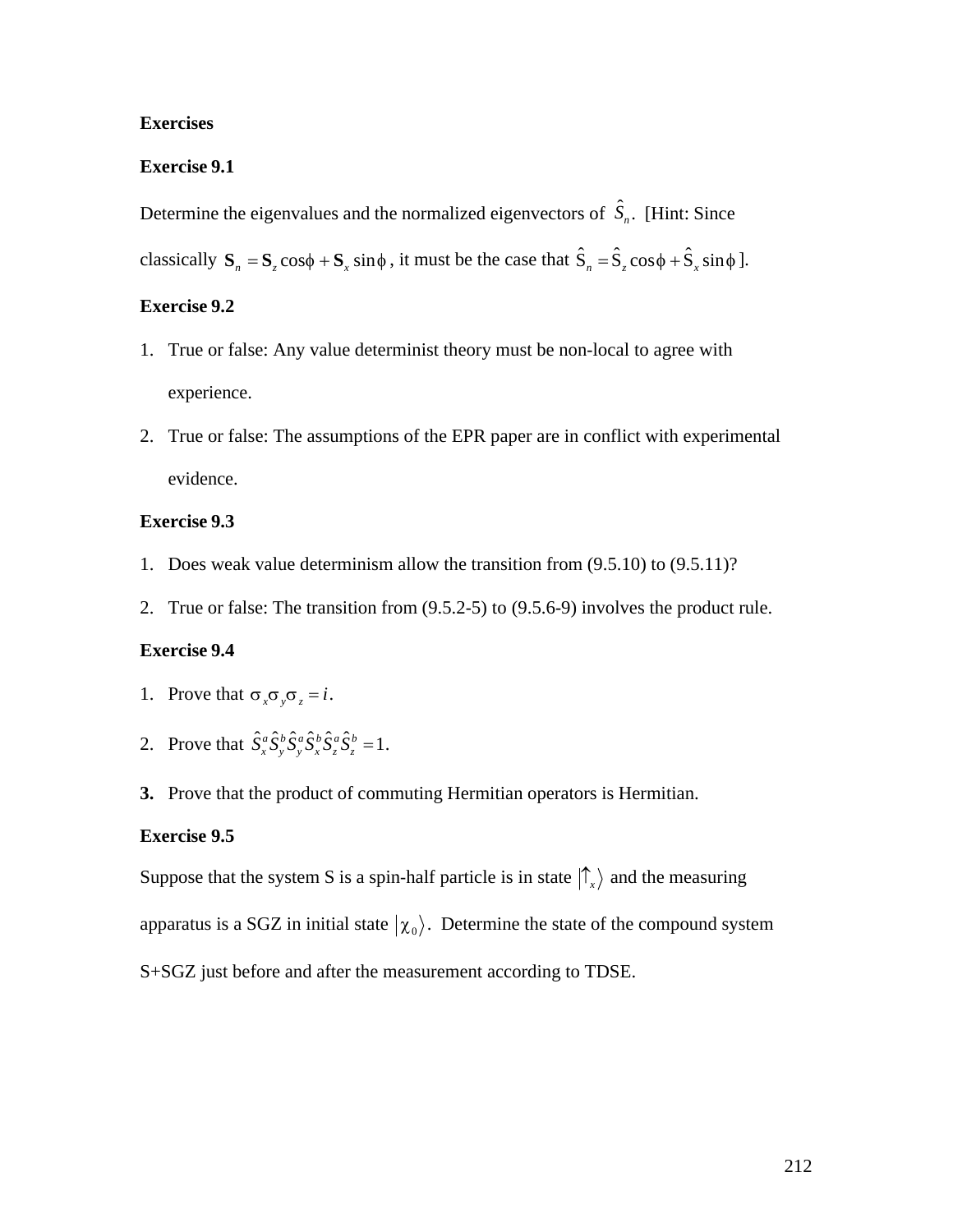**Exercises**

**Exercise 9.1**

Determine the eigenvalues and the normalized eigenvectors of $\hat{S}_n$. [Hint: Since classically $\mathbf{S}_n = \mathbf{S}_z \cos\phi + \mathbf{S}_x \sin\phi$, it must be the case that $\hat{\mathrm{S}}_n = \hat{\mathrm{S}}_z \cos\phi + \hat{\mathrm{S}}_x \sin\phi$ ].

**Exercise 9.2**

1. True or false: Any value determinist theory must be non-local to agree with experience.
2. True or false: The assumptions of the EPR paper are in conflict with experimental evidence.

**Exercise 9.3**

1. Does weak value determinism allow the transition from (9.5.10) to (9.5.11)?
2. True or false: The transition from (9.5.2-5) to (9.5.6-9) involves the product rule.

**Exercise 9.4**

1. Prove that $\sigma_x \sigma_y \sigma_z = i$.
2. Prove that $\hat{S}_x^a \hat{S}_y^b \hat{S}_y^a \hat{S}_x^b \hat{S}_z^a \hat{S}_z^b = 1$.
3. Prove that the product of commuting Hermitian operators is Hermitian.

**Exercise 9.5**

Suppose that the system S is a spin-half particle is in state $|\uparrow_x\rangle$ and the measuring apparatus is a SGZ in initial state $|\chi_0\rangle$. Determine the state of the compound system S+SGZ just before and after the measurement according to TDSE.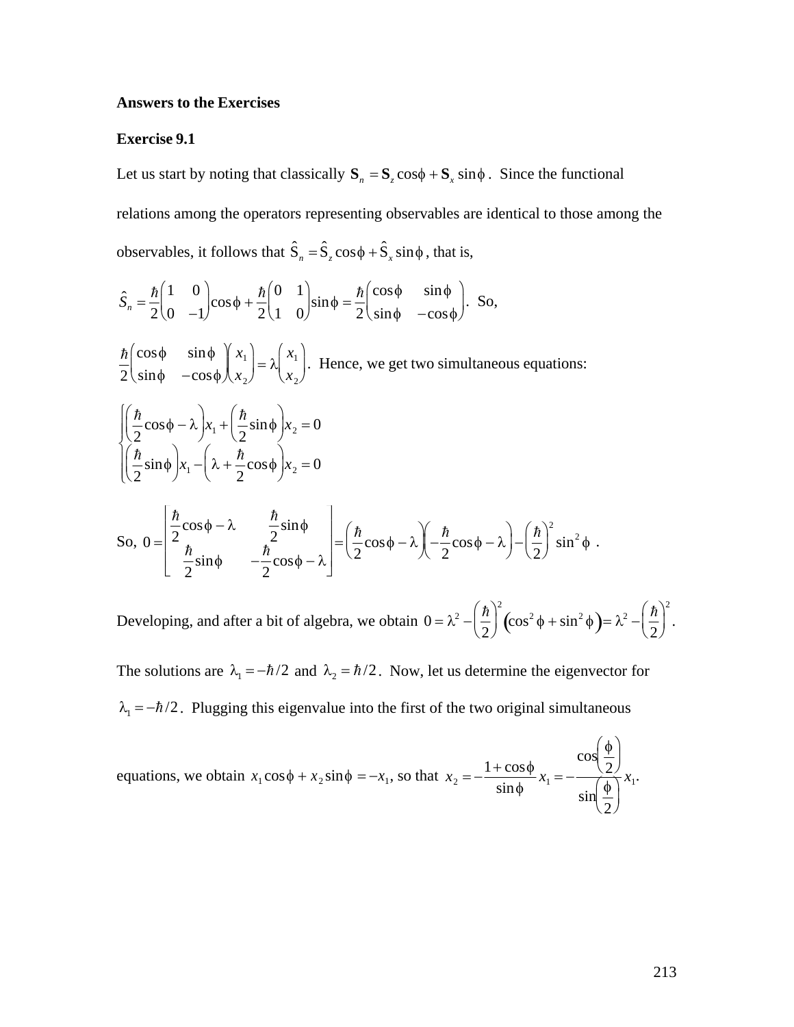**Answers to the Exercises**

**Exercise 9.1**

Let us start by noting that classically $\mathbf{S}_n = \mathbf{S}_z \cos\phi + \mathbf{S}_x \sin\phi$. Since the functional relations among the operators representing observables are identical to those among the observables, it follows that $\hat{S}_n = \hat{S}_z \cos\phi + \hat{S}_x \sin\phi$, that is,

$$\hat{S}_n = \frac{\hbar}{2}\begin{pmatrix} 1 & 0 \\ 0 & -1 \end{pmatrix}\cos\phi + \frac{\hbar}{2}\begin{pmatrix} 0 & 1 \\ 1 & 0 \end{pmatrix}\sin\phi = \frac{\hbar}{2}\begin{pmatrix} \cos\phi & \sin\phi \\ \sin\phi & -\cos\phi \end{pmatrix}.$$ So,

$$\frac{\hbar}{2}\begin{pmatrix} \cos\phi & \sin\phi \\ \sin\phi & -\cos\phi \end{pmatrix}\begin{pmatrix} x_1 \\ x_2 \end{pmatrix} = \lambda\begin{pmatrix} x_1 \\ x_2 \end{pmatrix}.$$ Hence, we get two simultaneous equations:

$$\begin{cases} \left(\dfrac{\hbar}{2}\cos\phi - \lambda\right)x_1 + \left(\dfrac{\hbar}{2}\sin\phi\right)x_2 = 0 \\ \left(\dfrac{\hbar}{2}\sin\phi\right)x_1 - \left(\lambda + \dfrac{\hbar}{2}\cos\phi\right)x_2 = 0 \end{cases}$$

So, $$0 = \begin{vmatrix} \dfrac{\hbar}{2}\cos\phi - \lambda & \dfrac{\hbar}{2}\sin\phi \\ \dfrac{\hbar}{2}\sin\phi & -\dfrac{\hbar}{2}\cos\phi - \lambda \end{vmatrix} = \left(\frac{\hbar}{2}\cos\phi - \lambda\right)\left(-\frac{\hbar}{2}\cos\phi - \lambda\right) - \left(\frac{\hbar}{2}\right)^2 \sin^2\phi \ .$$

Developing, and after a bit of algebra, we obtain $0 = \lambda^2 - \left(\frac{\hbar}{2}\right)^2\left(\cos^2\phi + \sin^2\phi\right) = \lambda^2 - \left(\frac{\hbar}{2}\right)^2$.

The solutions are $\lambda_1 = -\hbar/2$ and $\lambda_2 = \hbar/2$. Now, let us determine the eigenvector for $\lambda_1 = -\hbar/2$. Plugging this eigenvalue into the first of the two original simultaneous equations, we obtain $x_1\cos\phi + x_2\sin\phi = -x_1$, so that $x_2 = -\dfrac{1+\cos\phi}{\sin\phi}x_1 = -\dfrac{\cos\left(\frac{\phi}{2}\right)}{\sin\left(\frac{\phi}{2}\right)}x_1$.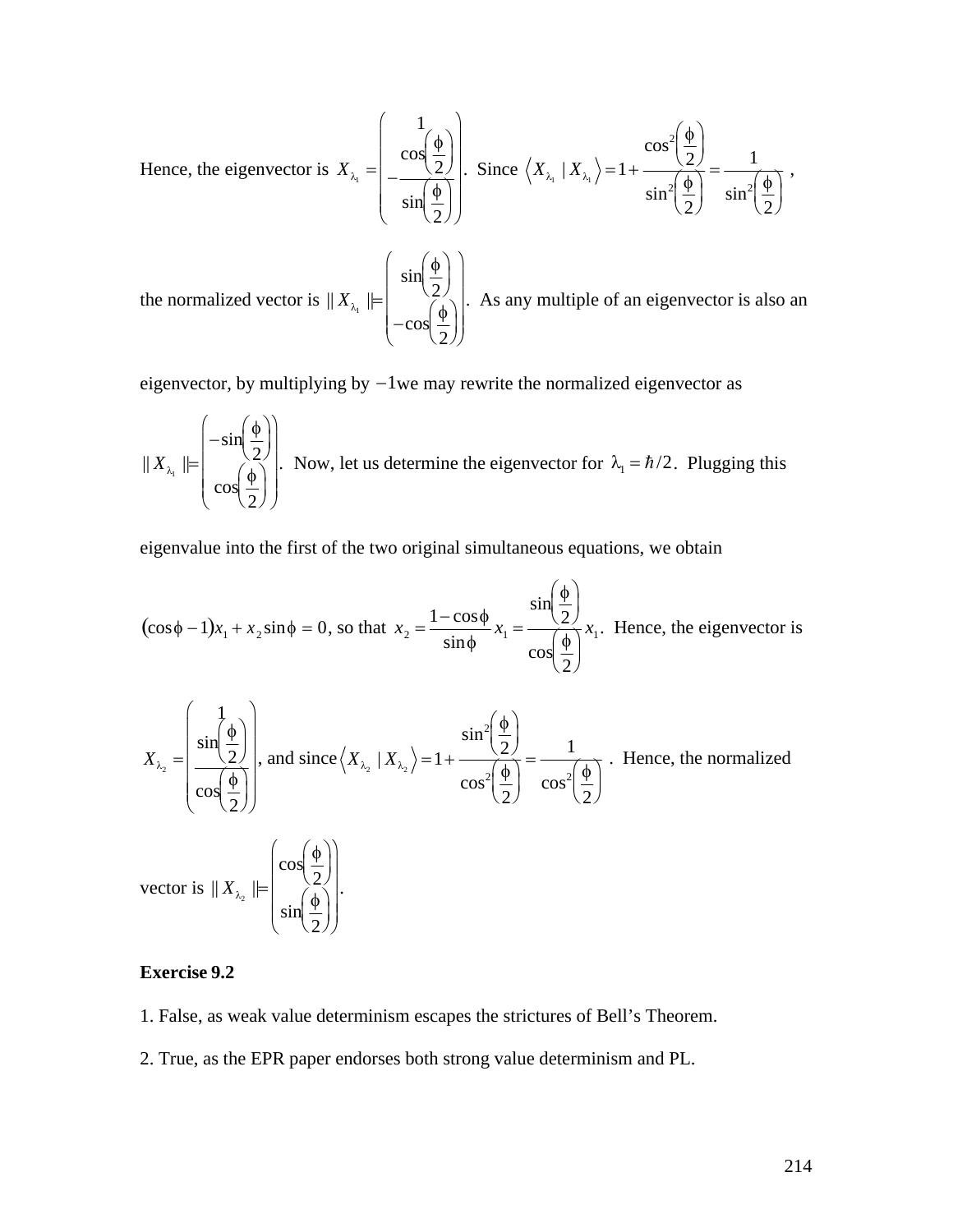Hence, the eigenvector is $X_{\lambda_1} = \begin{pmatrix} 1 \\ -\dfrac{\cos\left(\frac{\phi}{2}\right)}{\sin\left(\frac{\phi}{2}\right)} \end{pmatrix}$. Since $\langle X_{\lambda_1} | X_{\lambda_1} \rangle = 1 + \dfrac{\cos^2\left(\frac{\phi}{2}\right)}{\sin^2\left(\frac{\phi}{2}\right)} = \dfrac{1}{\sin^2\left(\frac{\phi}{2}\right)}$,

the normalized vector is $\| X_{\lambda_1} \| = \begin{pmatrix} \sin\left(\frac{\phi}{2}\right) \\ -\cos\left(\frac{\phi}{2}\right) \end{pmatrix}$. As any multiple of an eigenvector is also an eigenvector, by multiplying by $-1$ we may rewrite the normalized eigenvector as

$\| X_{\lambda_1} \| = \begin{pmatrix} -\sin\left(\frac{\phi}{2}\right) \\ \cos\left(\frac{\phi}{2}\right) \end{pmatrix}$. Now, let us determine the eigenvector for $\lambda_1 = \hbar/2$. Plugging this eigenvalue into the first of the two original simultaneous equations, we obtain

$(\cos\phi - 1)x_1 + x_2 \sin\phi = 0$, so that $x_2 = \dfrac{1-\cos\phi}{\sin\phi} x_1 = \dfrac{\sin\left(\frac{\phi}{2}\right)}{\cos\left(\frac{\phi}{2}\right)} x_1$. Hence, the eigenvector is

$X_{\lambda_2} = \begin{pmatrix} 1 \\ \dfrac{\sin\left(\frac{\phi}{2}\right)}{\cos\left(\frac{\phi}{2}\right)} \end{pmatrix}$, and since $\langle X_{\lambda_2} | X_{\lambda_2} \rangle = 1 + \dfrac{\sin^2\left(\frac{\phi}{2}\right)}{\cos^2\left(\frac{\phi}{2}\right)} = \dfrac{1}{\cos^2\left(\frac{\phi}{2}\right)}$. Hence, the normalized

vector is $\| X_{\lambda_2} \| = \begin{pmatrix} \cos\left(\frac{\phi}{2}\right) \\ \sin\left(\frac{\phi}{2}\right) \end{pmatrix}$.

**Exercise 9.2**

1. False, as weak value determinism escapes the strictures of Bell's Theorem.

2. True, as the EPR paper endorses both strong value determinism and PL.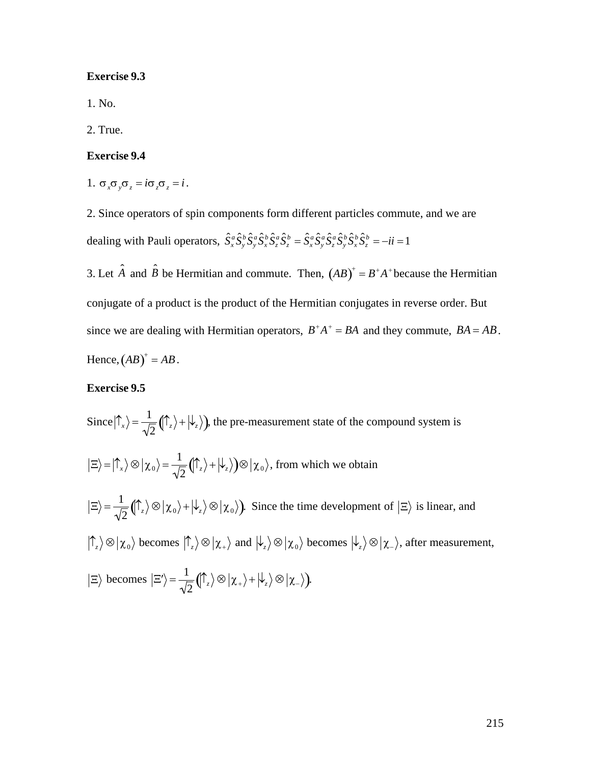**Exercise 9.3**

1. No.

2. True.

**Exercise 9.4**

1. $\sigma_x \sigma_y \sigma_z = i\sigma_z \sigma_z = i$.

2. Since operators of spin components form different particles commute, and we are dealing with Pauli operators, $\hat{S}_x^a \hat{S}_y^b \hat{S}_y^a \hat{S}_x^b \hat{S}_z^a \hat{S}_z^b = \hat{S}_x^a \hat{S}_y^a \hat{S}_z^a \hat{S}_y^b \hat{S}_x^b \hat{S}_z^b = -ii = 1$

3. Let $\hat{A}$ and $\hat{B}$ be Hermitian and commute. Then, $(AB)^+ = B^+ A^+$ because the Hermitian conjugate of a product is the product of the Hermitian conjugates in reverse order. But since we are dealing with Hermitian operators, $B^+ A^+ = BA$ and they commute, $BA = AB$. Hence, $(AB)^+ = AB$.

**Exercise 9.5**

Since $|\uparrow_x\rangle = \frac{1}{\sqrt{2}}(|\uparrow_z\rangle + |\downarrow_z\rangle)$, the pre-measurement state of the compound system is

$|\Xi\rangle = |\uparrow_x\rangle \otimes |\chi_0\rangle = \frac{1}{\sqrt{2}}(|\uparrow_z\rangle + |\downarrow_z\rangle) \otimes |\chi_0\rangle$, from which we obtain

$|\Xi\rangle = \frac{1}{\sqrt{2}}(|\uparrow_z\rangle \otimes |\chi_0\rangle + |\downarrow_z\rangle \otimes |\chi_0\rangle)$. Since the time development of $|\Xi\rangle$ is linear, and $|\uparrow_z\rangle \otimes |\chi_0\rangle$ becomes $|\uparrow_z\rangle \otimes |\chi_+\rangle$ and $|\downarrow_z\rangle \otimes |\chi_0\rangle$ becomes $|\downarrow_z\rangle \otimes |\chi_-\rangle$, after measurement, $|\Xi\rangle$ becomes $|\Xi'\rangle = \frac{1}{\sqrt{2}}(|\uparrow_z\rangle \otimes |\chi_+\rangle + |\downarrow_z\rangle \otimes |\chi_-\rangle)$.